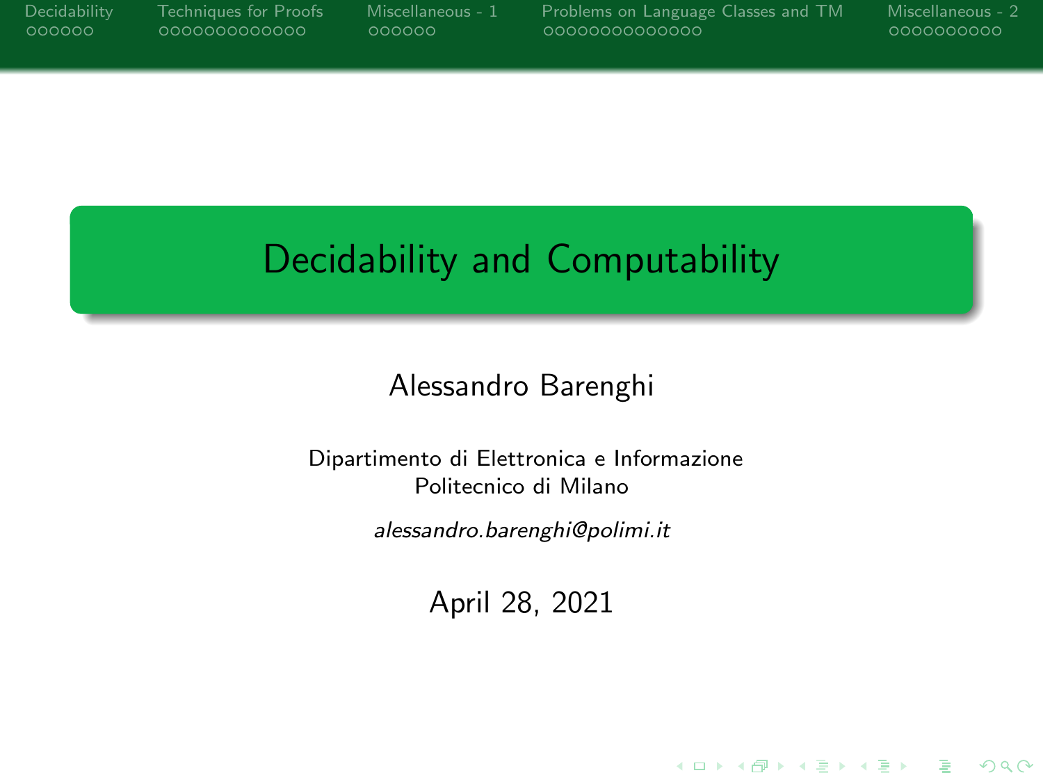# Decidability and Computability

Alessandro Barenghi

Dipartimento di Elettronica e Informazione
Politecnico di Milano

*alessandro.barenghi@polimi.it*

April 28, 2021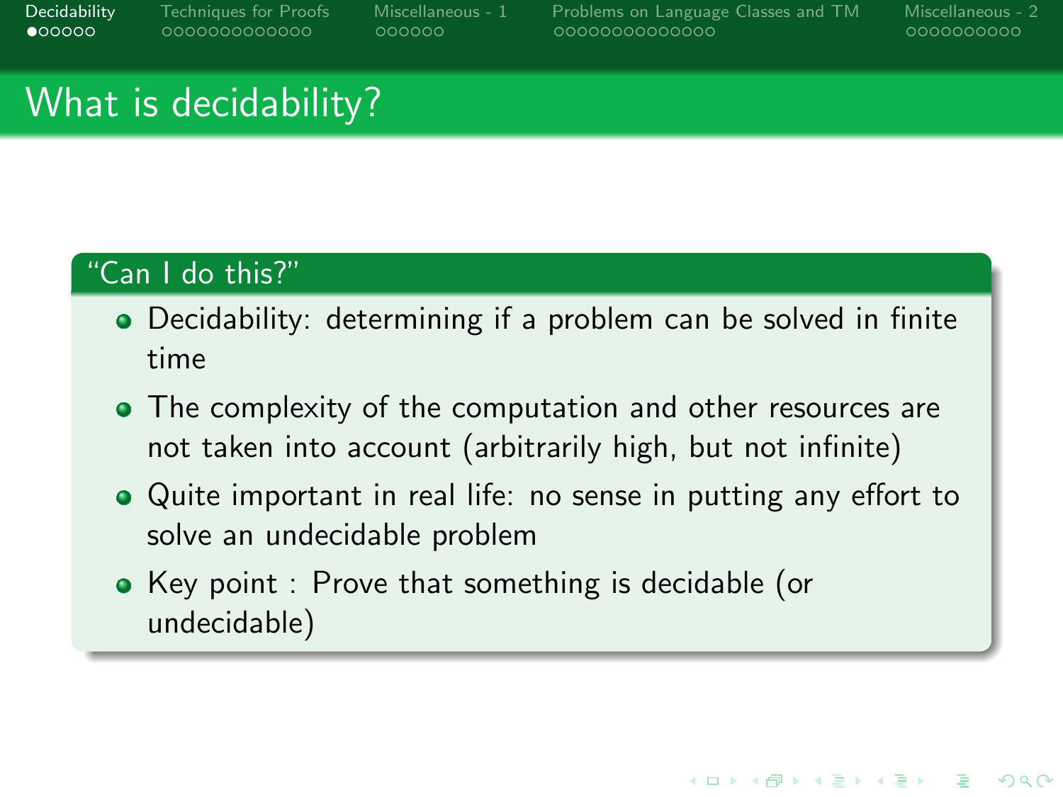# What is decidability?

## "Can I do this?"

- Decidability: determining if a problem can be solved in finite time
- The complexity of the computation and other resources are not taken into account (arbitrarily high, but not infinite)
- Quite important in real life: no sense in putting any effort to solve an undecidable problem
- Key point : Prove that something is decidable (or undecidable)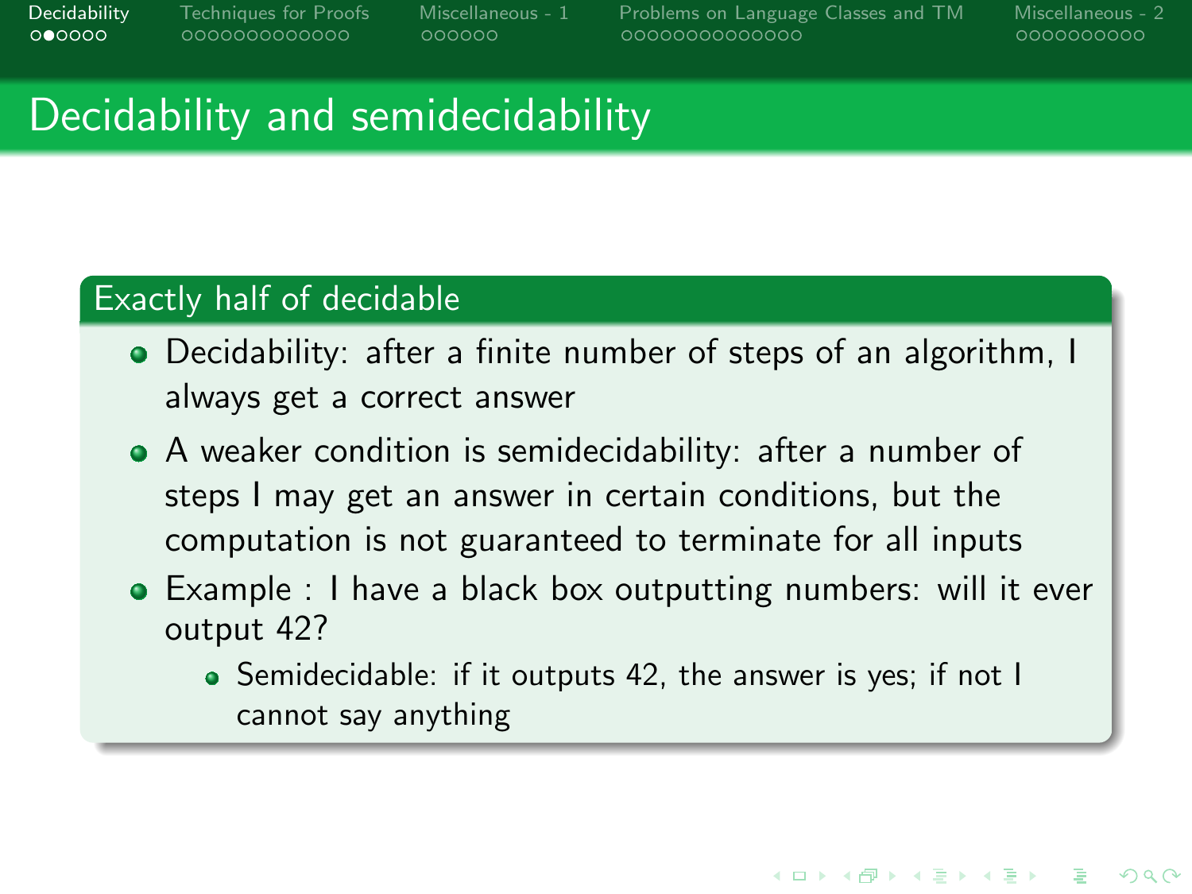## Decidability and semidecidability

### Exactly half of decidable

- Decidability: after a finite number of steps of an algorithm, I always get a correct answer
- A weaker condition is semidecidability: after a number of steps I may get an answer in certain conditions, but the computation is not guaranteed to terminate for all inputs
- Example : I have a black box outputting numbers: will it ever output 42?
  - Semidecidable: if it outputs 42, the answer is yes; if not I cannot say anything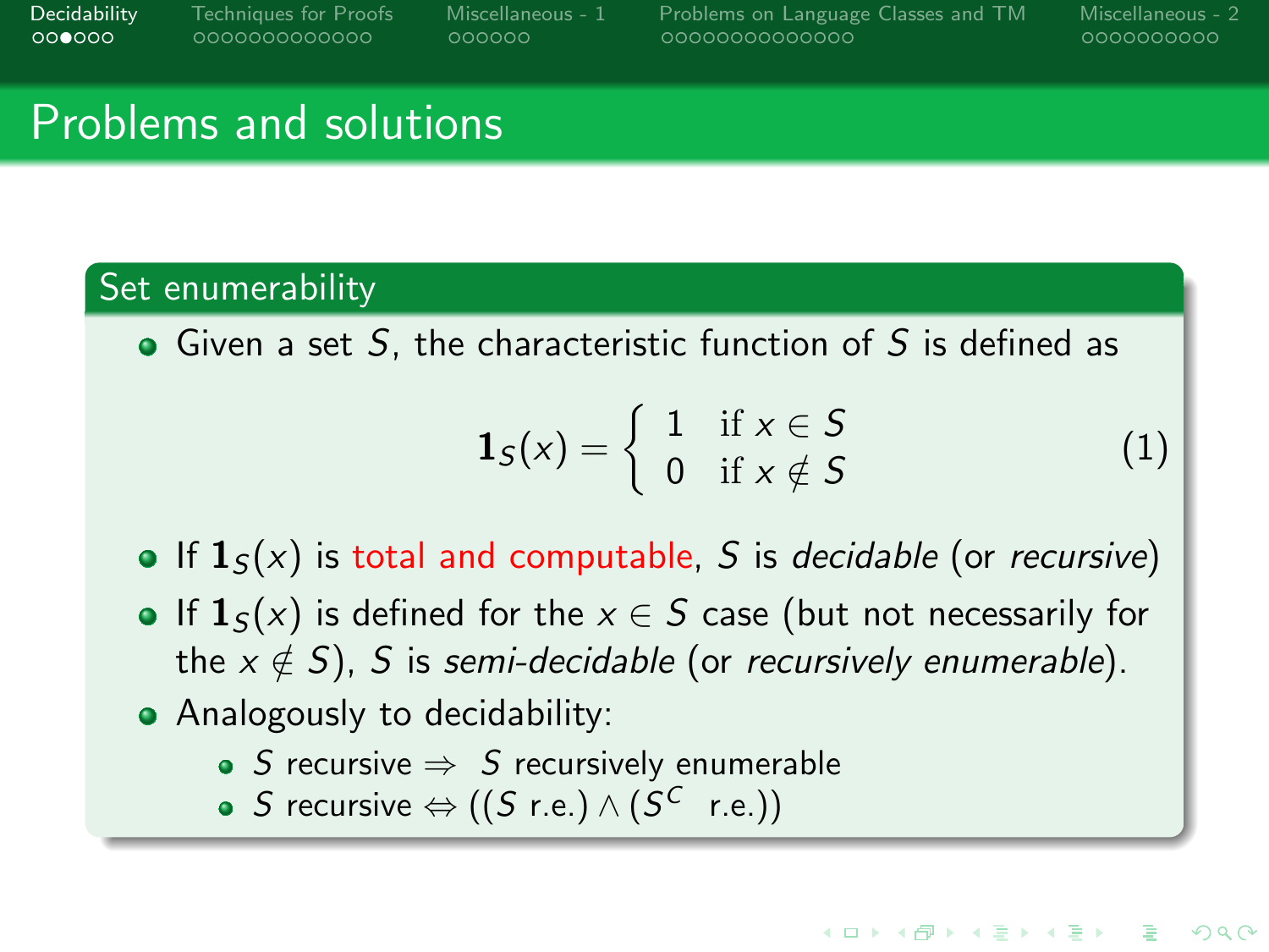# Problems and solutions

## Set enumerability

- Given a set $S$, the characteristic function of $S$ is defined as

$$\mathbf{1}_S(x) = \begin{cases} 1 & \text{if } x \in S \\ 0 & \text{if } x \notin S \end{cases} \tag{1}$$

- If $\mathbf{1}_S(x)$ is total and computable, $S$ is *decidable* (or *recursive*)
- If $\mathbf{1}_S(x)$ is defined for the $x \in S$ case (but not necessarily for the $x \notin S$), $S$ is *semi-decidable* (or *recursively enumerable*).
- Analogously to decidability:
  - $S$ recursive $\Rightarrow$ $S$ recursively enumerable
  - $S$ recursive $\Leftrightarrow$ (($S$ r.e.) $\wedge$ ($S^C$ r.e.))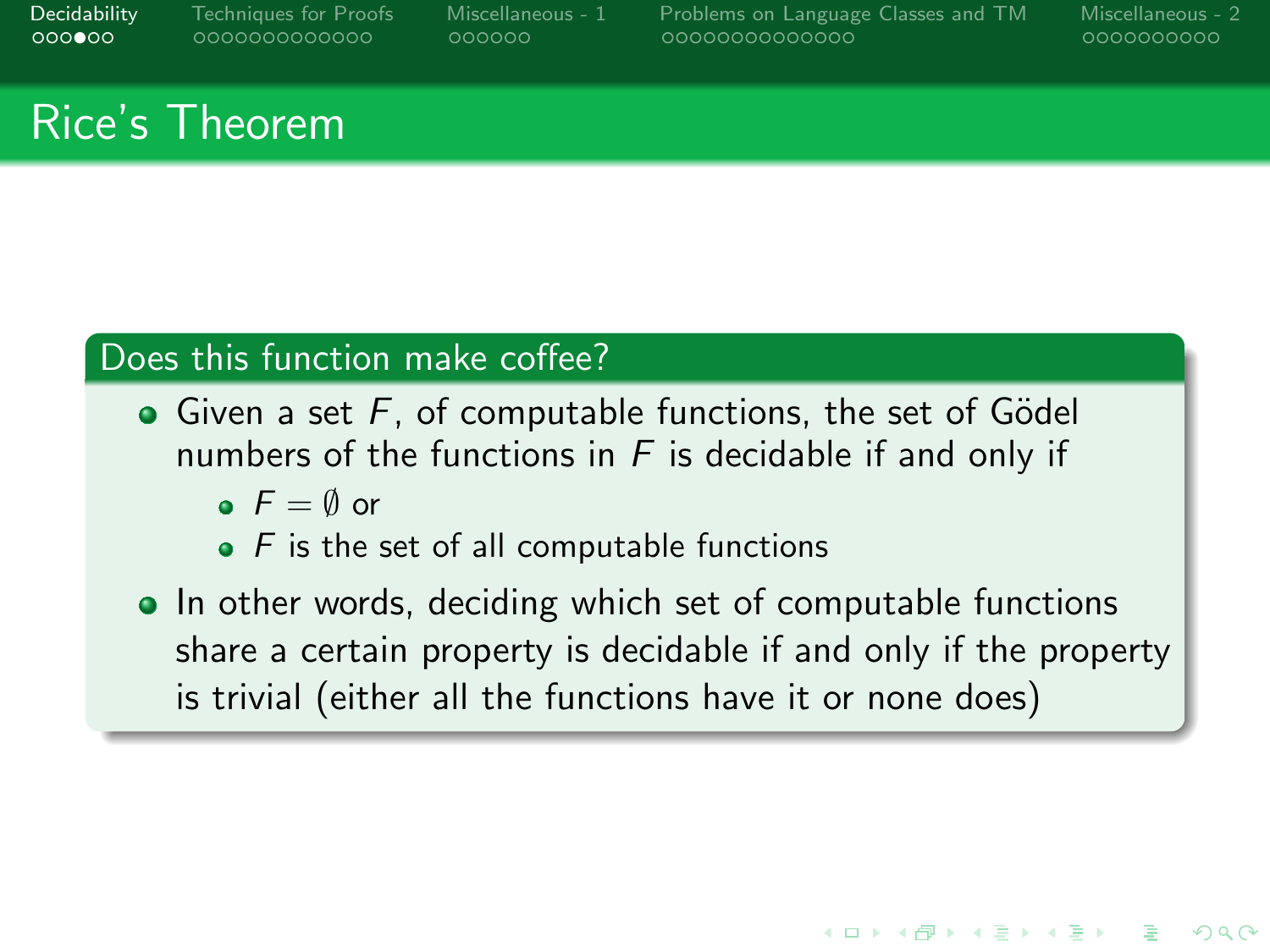# Rice's Theorem

### Does this function make coffee?

- Given a set $F$, of computable functions, the set of Gödel numbers of the functions in $F$ is decidable if and only if
  - $F = \emptyset$ or
  - $F$ is the set of all computable functions
- In other words, deciding which set of computable functions share a certain property is decidable if and only if the property is trivial (either all the functions have it or none does)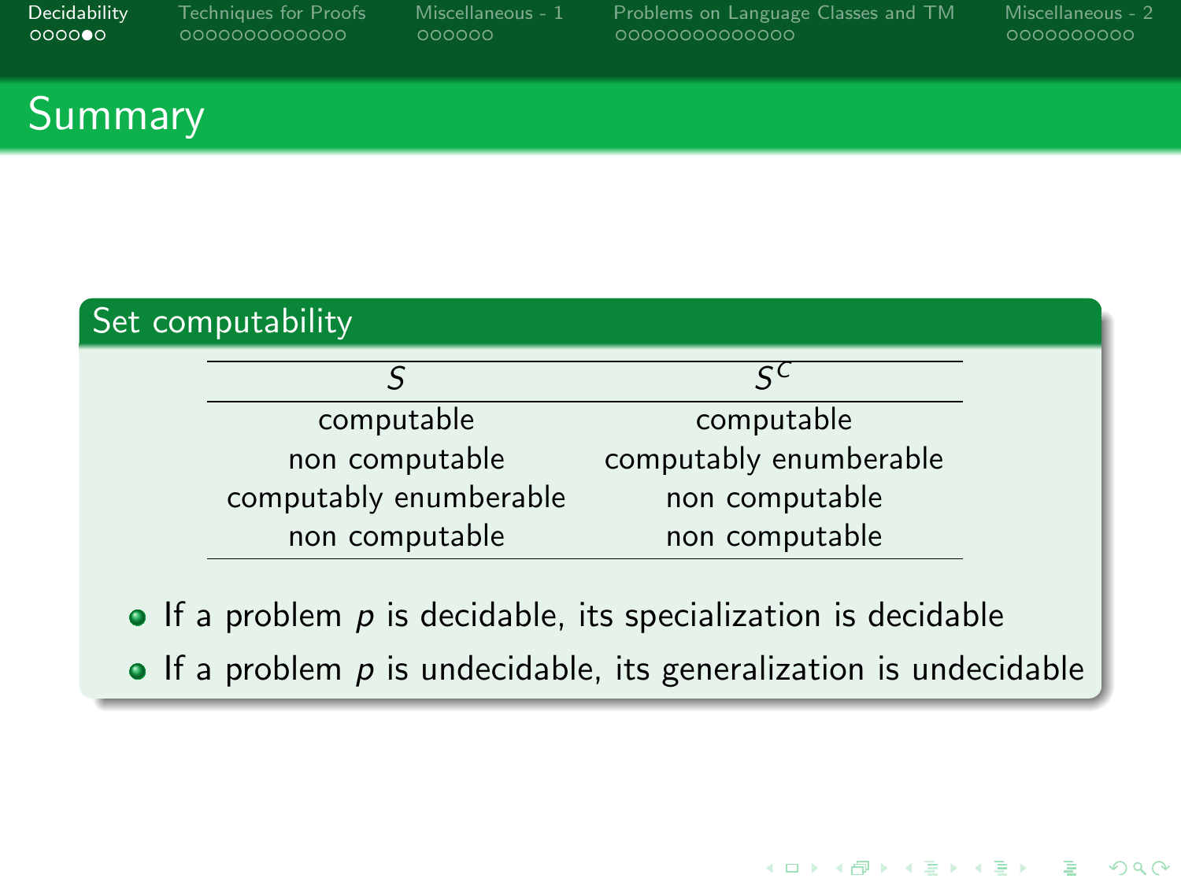# Summary

## Set computability

| $S$ | $S^C$ |
|---|---|
| computable | computable |
| non computable | computably enumberable |
| computably enumberable | non computable |
| non computable | non computable |

- If a problem $p$ is decidable, its specialization is decidable
- If a problem $p$ is undecidable, its generalization is undecidable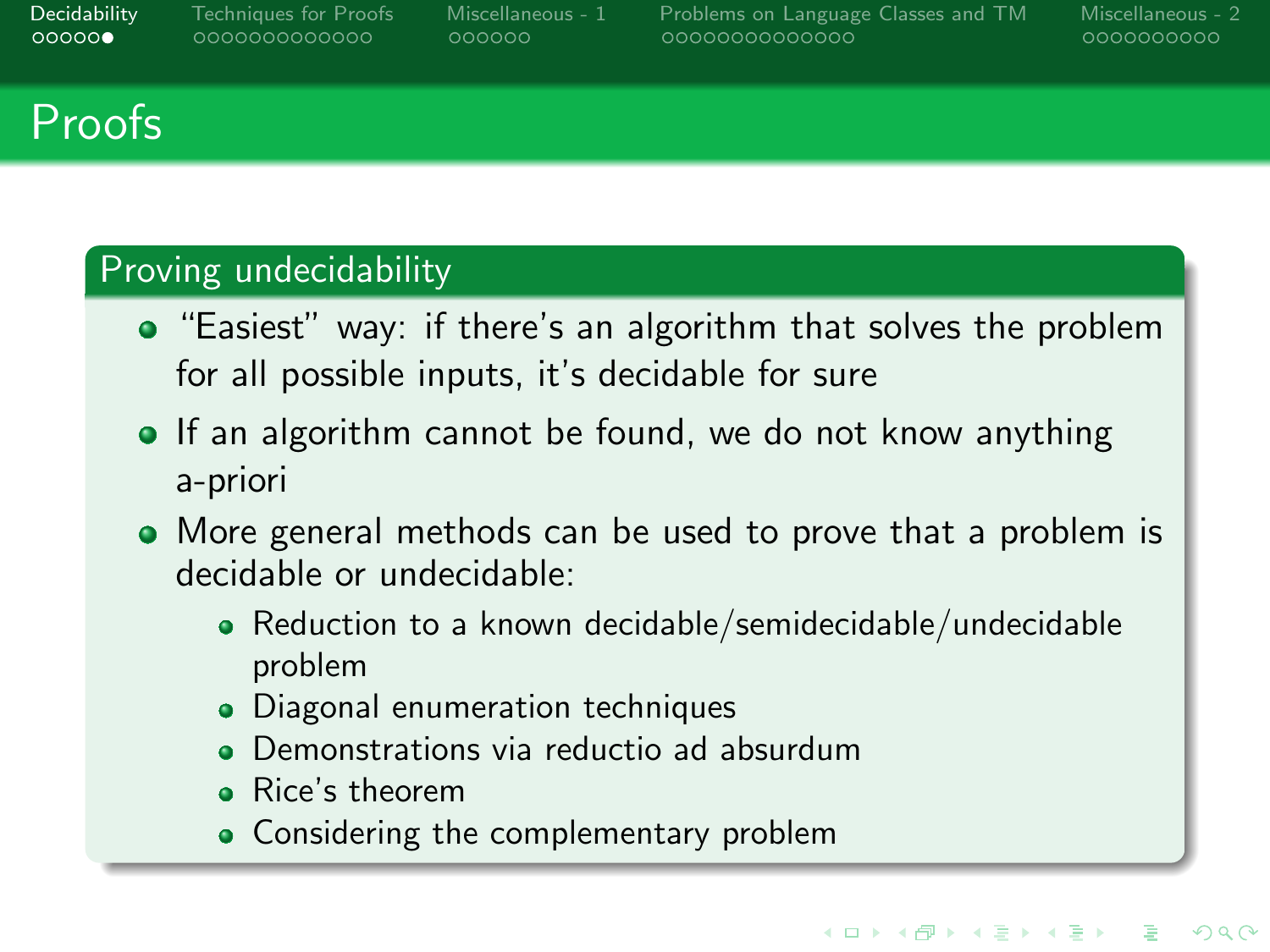# Proofs

## Proving undecidability

- "Easiest" way: if there's an algorithm that solves the problem for all possible inputs, it's decidable for sure
- If an algorithm cannot be found, we do not know anything a-priori
- More general methods can be used to prove that a problem is decidable or undecidable:
  - Reduction to a known decidable/semidecidable/undecidable problem
  - Diagonal enumeration techniques
  - Demonstrations via reductio ad absurdum
  - Rice's theorem
  - Considering the complementary problem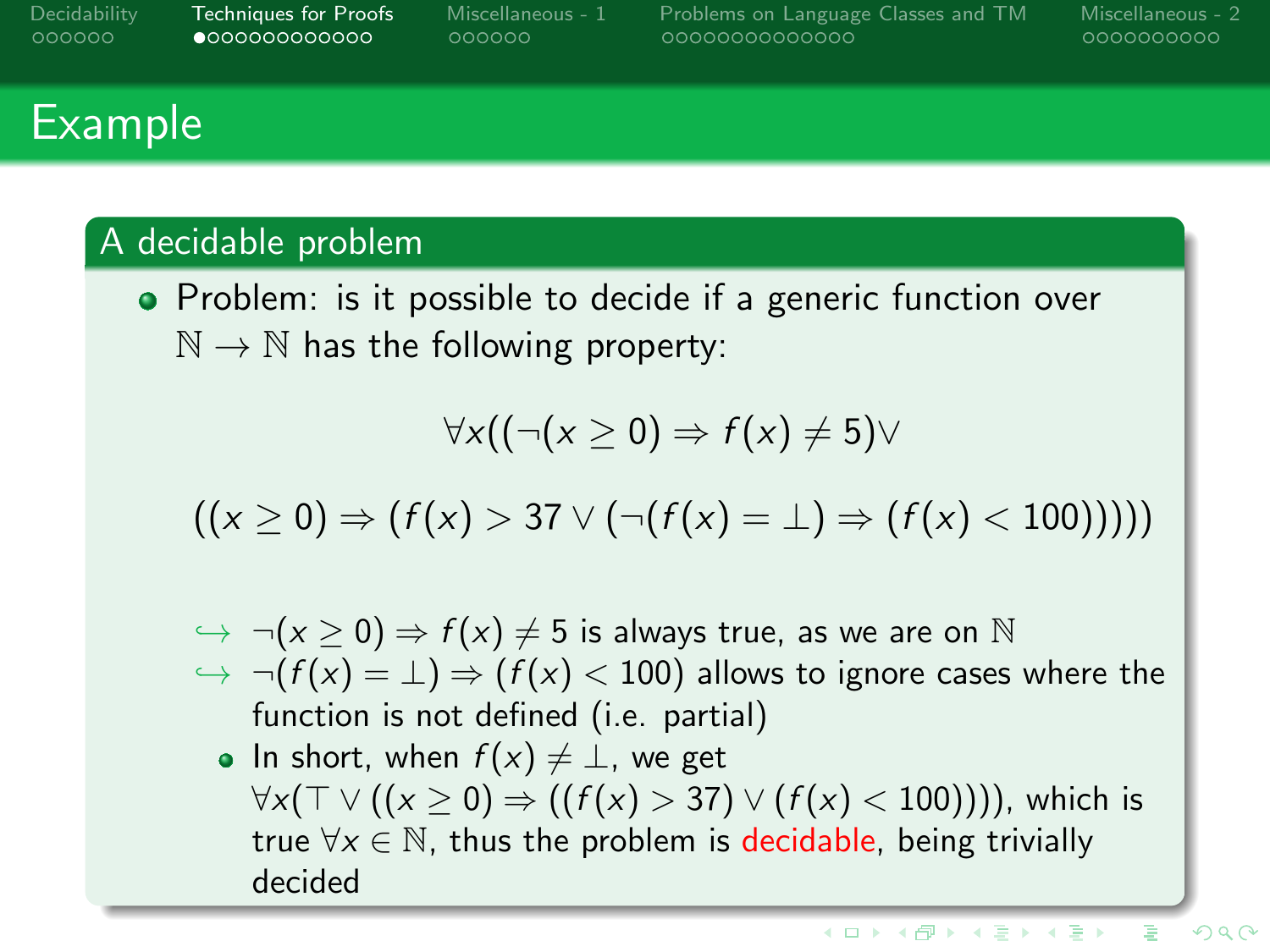# Example

## A decidable problem

- Problem: is it possible to decide if a generic function over $\mathbb{N} \to \mathbb{N}$ has the following property:

$$\forall x((\neg(x \geq 0) \Rightarrow f(x) \neq 5) \vee$$

$$((x \geq 0) \Rightarrow (f(x) > 37 \vee (\neg(f(x) = \bot) \Rightarrow (f(x) < 100)))))$$

  - ↪ $\neg(x \geq 0) \Rightarrow f(x) \neq 5$ is always true, as we are on $\mathbb{N}$
  - ↪ $\neg(f(x) = \bot) \Rightarrow (f(x) < 100)$ allows to ignore cases where the function is not defined (i.e. partial)
  - In short, when $f(x) \neq \bot$, we get $\forall x(\top \vee ((x \geq 0) \Rightarrow ((f(x) > 37) \vee (f(x) < 100))))$, which is true $\forall x \in \mathbb{N}$, thus the problem is decidable, being trivially decided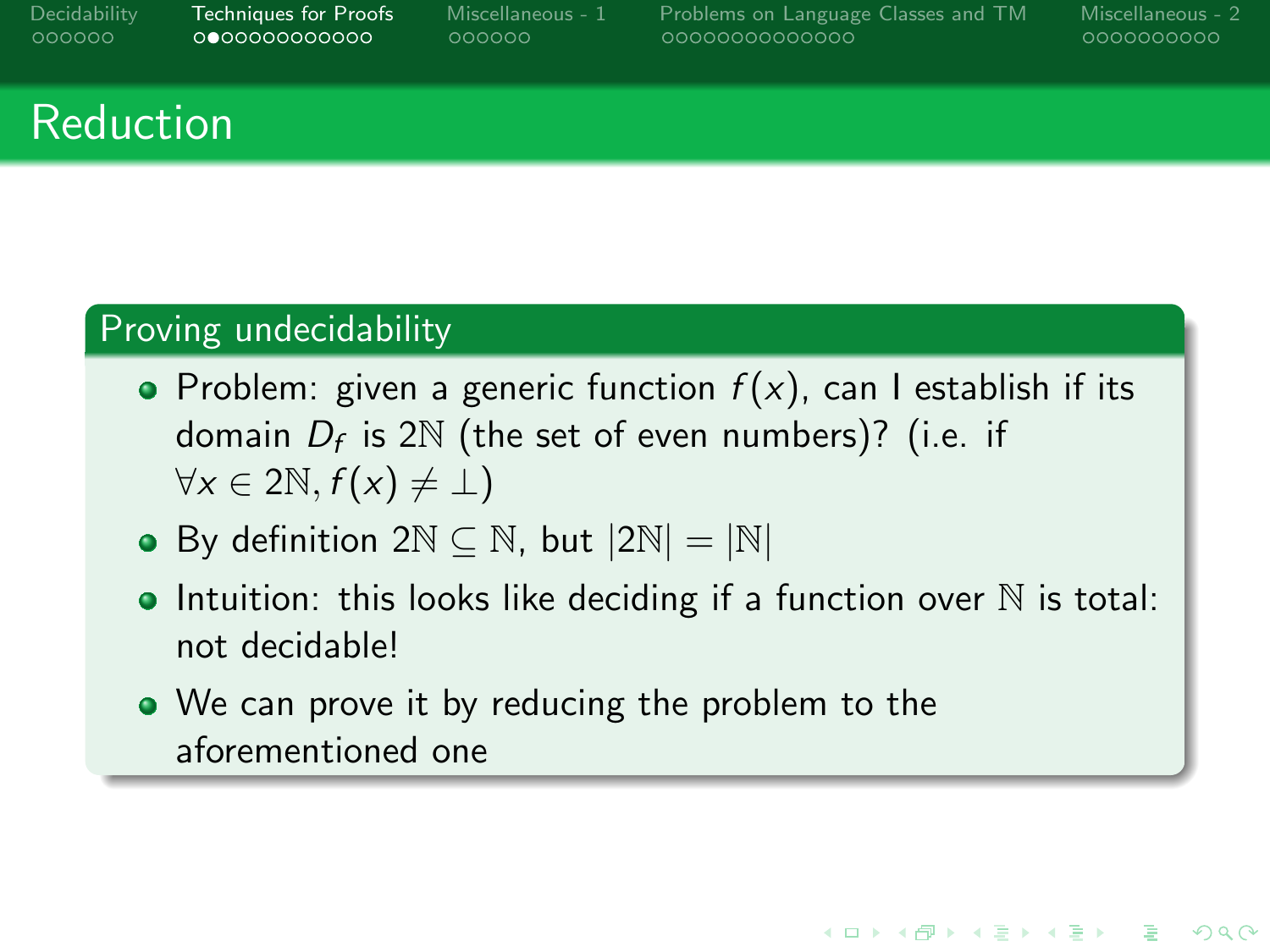## Reduction

### Proving undecidability

- Problem: given a generic function $f(x)$, can I establish if its domain $D_f$ is $2\mathbb{N}$ (the set of even numbers)? (i.e. if $\forall x \in 2\mathbb{N}, f(x) \neq \bot$)
- By definition $2\mathbb{N} \subseteq \mathbb{N}$, but $|2\mathbb{N}| = |\mathbb{N}|$
- Intuition: this looks like deciding if a function over $\mathbb{N}$ is total: not decidable!
- We can prove it by reducing the problem to the aforementioned one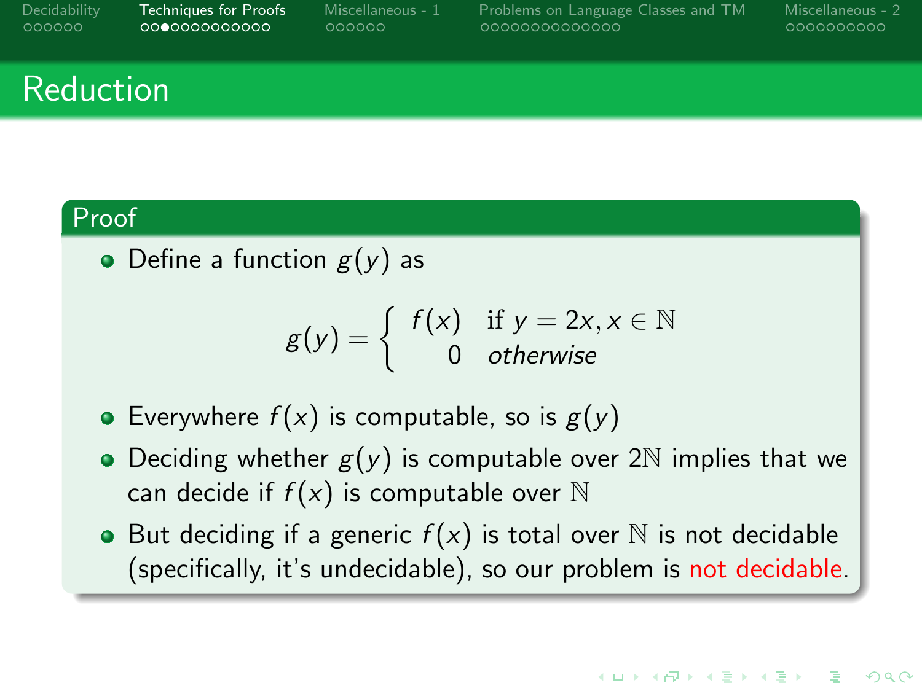# Reduction

## Proof

- Define a function $g(y)$ as

$$g(y) = \begin{cases} f(x) & \text{if } y = 2x, x \in \mathbb{N} \\ 0 & \textit{otherwise} \end{cases}$$

- Everywhere $f(x)$ is computable, so is $g(y)$
- Deciding whether $g(y)$ is computable over $2\mathbb{N}$ implies that we can decide if $f(x)$ is computable over $\mathbb{N}$
- But deciding if a generic $f(x)$ is total over $\mathbb{N}$ is not decidable (specifically, it's undecidable), so our problem is not decidable.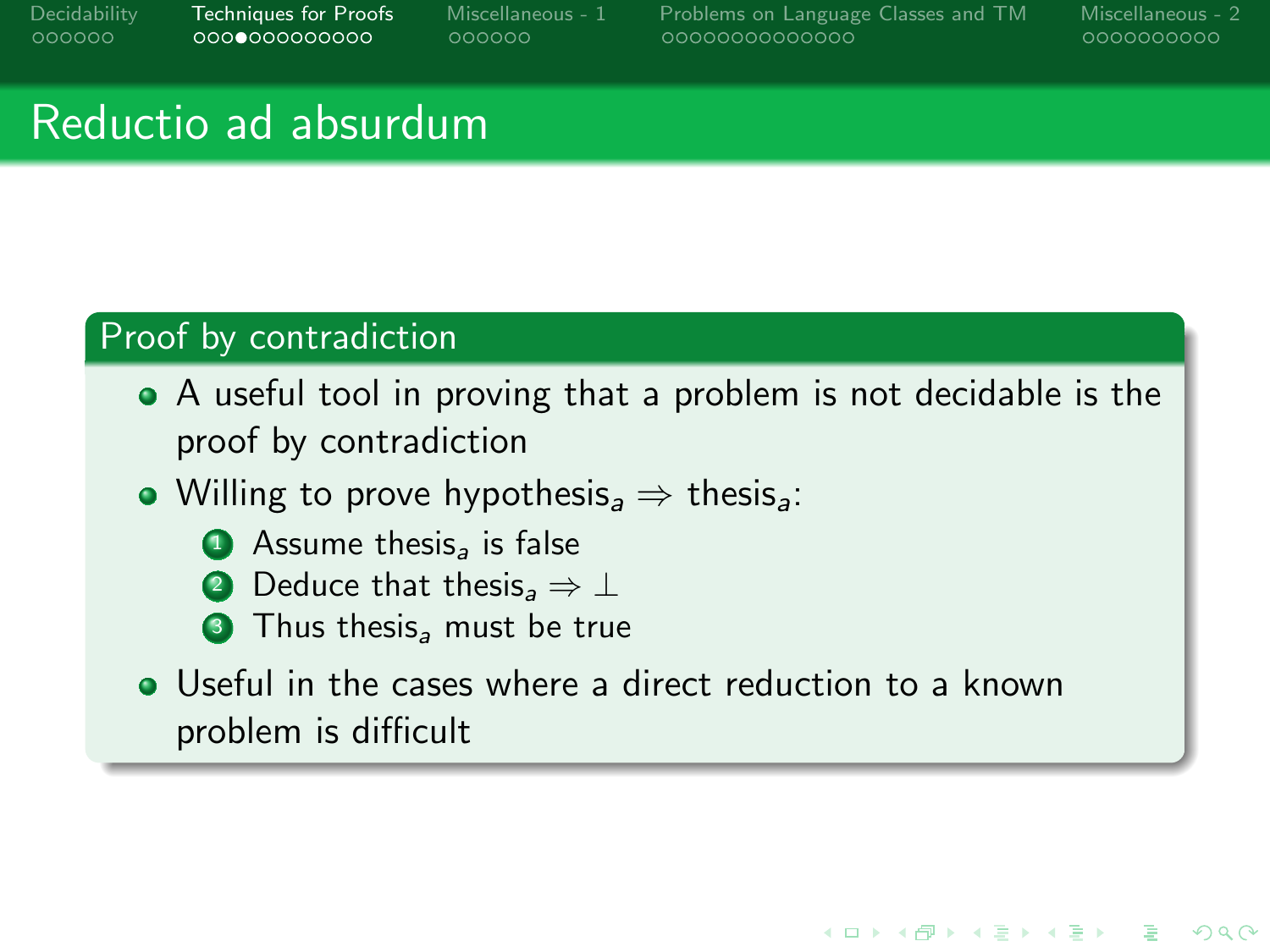# Reductio ad absurdum

## Proof by contradiction

- A useful tool in proving that a problem is not decidable is the proof by contradiction
- Willing to prove $\text{hypothesis}_a \Rightarrow \text{thesis}_a$:
  1. Assume $\text{thesis}_a$ is false
  2. Deduce that $\text{thesis}_a \Rightarrow \bot$
  3. Thus $\text{thesis}_a$ must be true
- Useful in the cases where a direct reduction to a known problem is difficult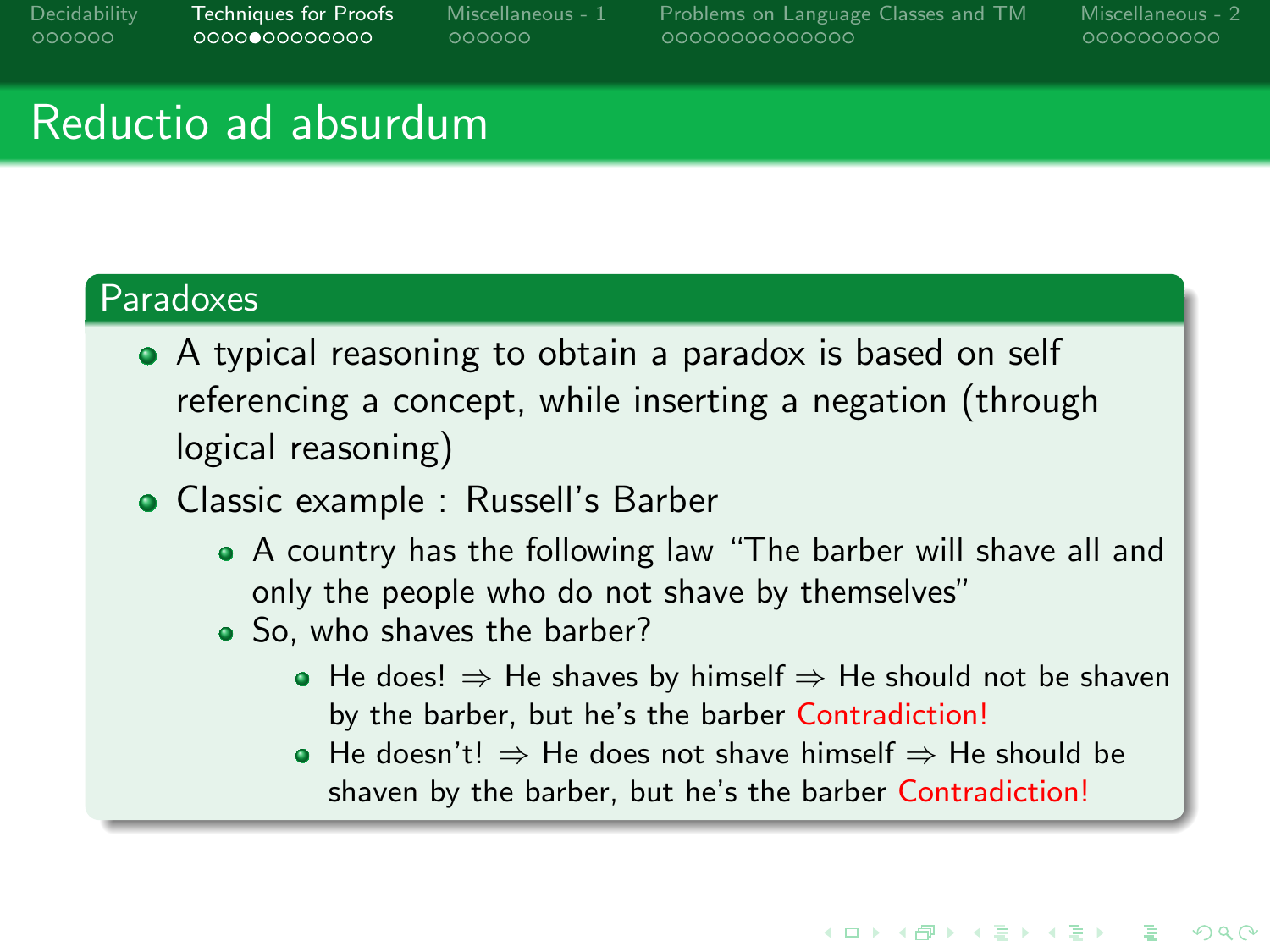# Reductio ad absurdum

## Paradoxes

- A typical reasoning to obtain a paradox is based on self referencing a concept, while inserting a negation (through logical reasoning)
- Classic example : Russell's Barber
  - A country has the following law "The barber will shave all and only the people who do not shave by themselves"
  - So, who shaves the barber?
    - He does! $\Rightarrow$ He shaves by himself $\Rightarrow$ He should not be shaven by the barber, but he's the barber Contradiction!
    - He doesn't! $\Rightarrow$ He does not shave himself $\Rightarrow$ He should be shaven by the barber, but he's the barber Contradiction!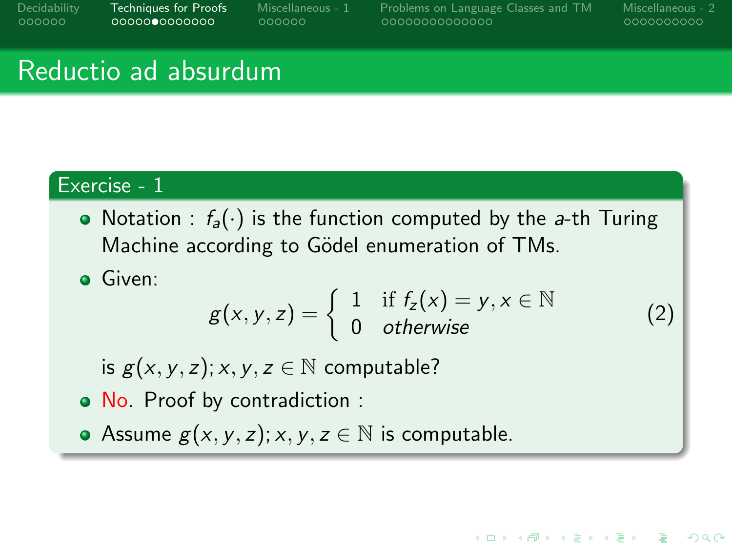# Reductio ad absurdum

## Exercise - 1

- Notation : $f_a(\cdot)$ is the function computed by the $a$-th Turing Machine according to Gödel enumeration of TMs.
- Given:

$$g(x, y, z) = \begin{cases} 1 & \text{if } f_z(x) = y, x \in \mathbb{N} \\ 0 & \textit{otherwise} \end{cases} \tag{2}$$

  is $g(x, y, z); x, y, z \in \mathbb{N}$ computable?

- No. Proof by contradiction :
- Assume $g(x, y, z); x, y, z \in \mathbb{N}$ is computable.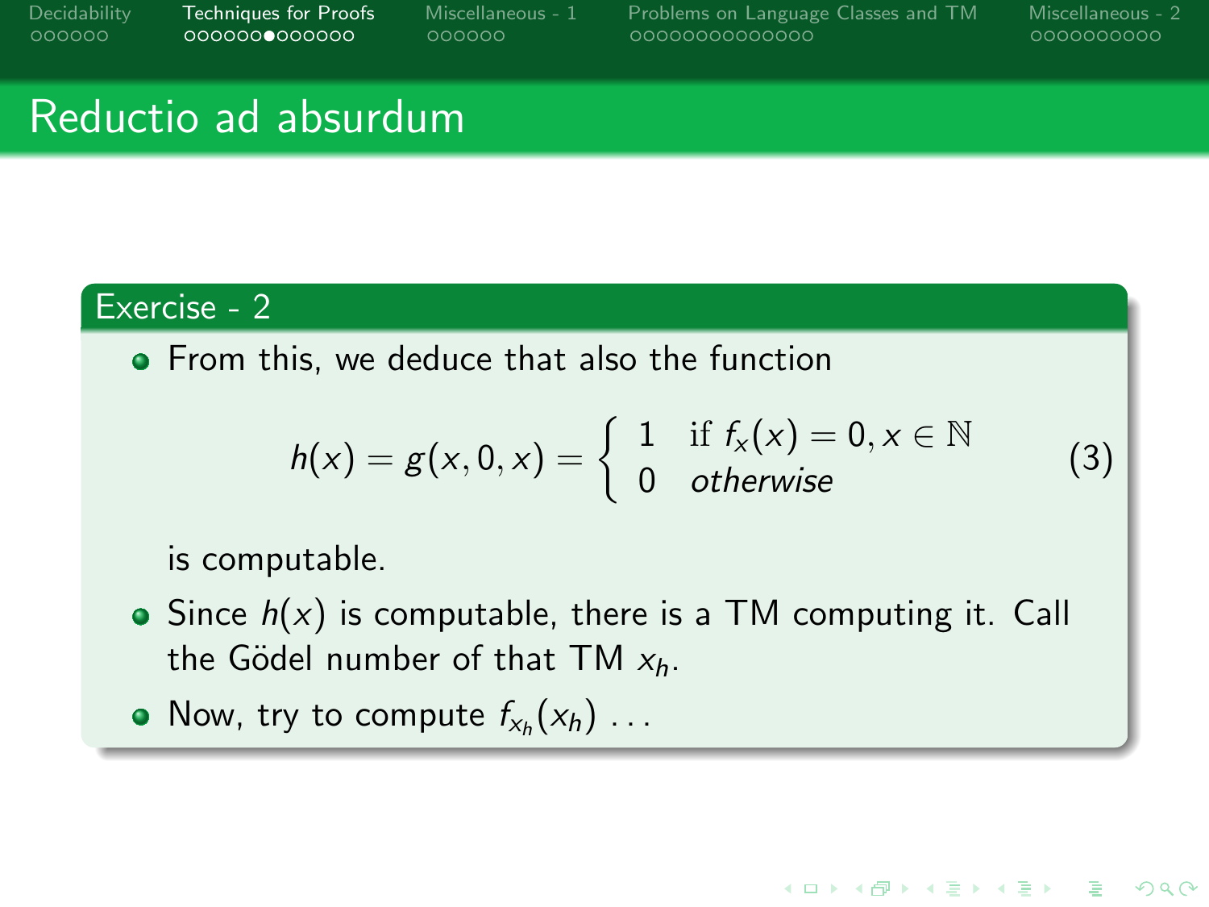## Reductio ad absurdum

### Exercise - 2

- From this, we deduce that also the function

$$h(x) = g(x, 0, x) = \begin{cases} 1 & \text{if } f_x(x) = 0, x \in \mathbb{N} \\ 0 & \textit{otherwise} \end{cases} \tag{3}$$

  is computable.

- Since $h(x)$ is computable, there is a TM computing it. Call the Gödel number of that TM $x_h$.
- Now, try to compute $f_{x_h}(x_h)$ ...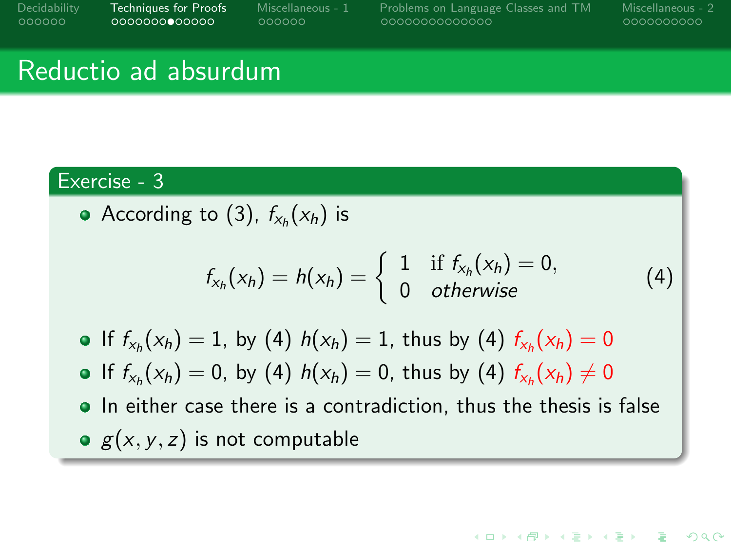# Reductio ad absurdum

## Exercise - 3

- According to (3), $f_{x_h}(x_h)$ is

$$f_{x_h}(x_h) = h(x_h) = \begin{cases} 1 & \text{if } f_{x_h}(x_h) = 0, \\ 0 & otherwise \end{cases} \tag{4}$$

- If $f_{x_h}(x_h) = 1$, by (4) $h(x_h) = 1$, thus by (4) $f_{x_h}(x_h) = 0$
- If $f_{x_h}(x_h) = 0$, by (4) $h(x_h) = 0$, thus by (4) $f_{x_h}(x_h) \neq 0$
- In either case there is a contradiction, thus the thesis is false
- $g(x, y, z)$ is not computable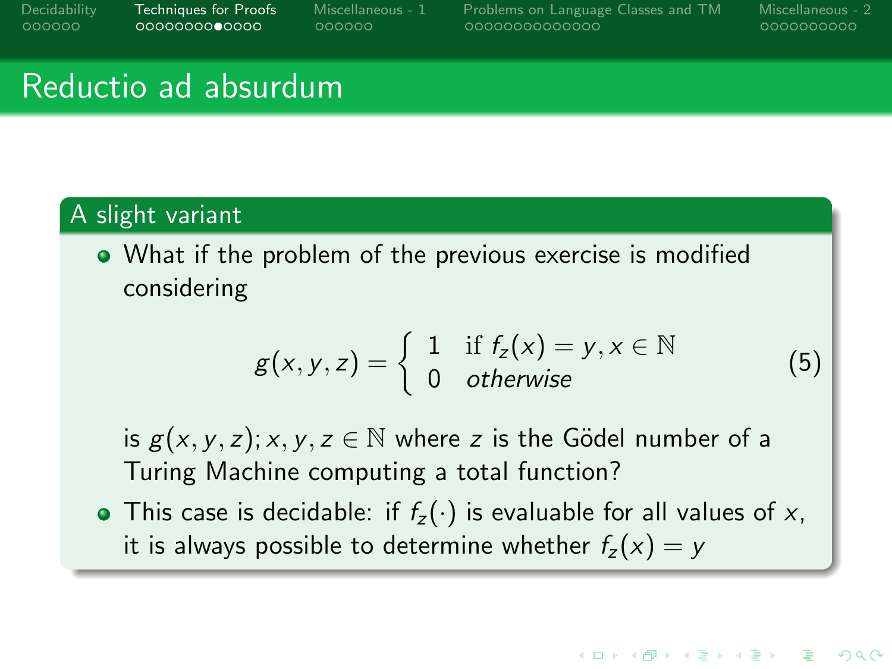# Reductio ad absurdum

## A slight variant

- What if the problem of the previous exercise is modified considering

$$g(x, y, z) = \begin{cases} 1 & \text{if } f_z(x) = y, x \in \mathbb{N} \\ 0 & \textit{otherwise} \end{cases} \tag{5}$$

  is $g(x, y, z); x, y, z \in \mathbb{N}$ where $z$ is the Gödel number of a Turing Machine computing a total function?
- This case is decidable: if $f_z(\cdot)$ is evaluable for all values of $x$, it is always possible to determine whether $f_z(x) = y$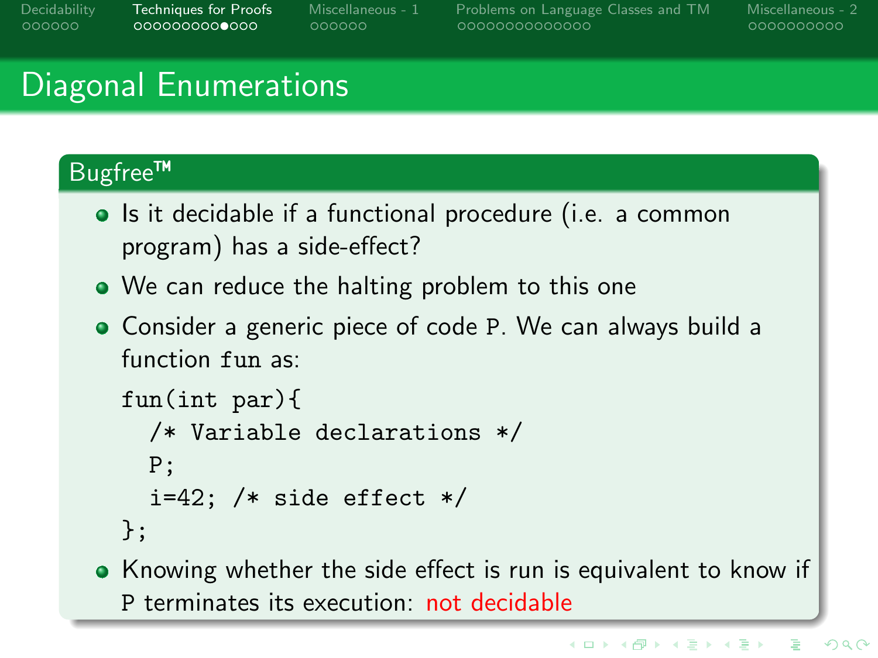# Diagonal Enumerations

## Bugfree™

- Is it decidable if a functional procedure (i.e. a common program) has a side-effect?
- We can reduce the halting problem to this one
- Consider a generic piece of code `P`. We can always build a function `fun` as:

```
fun(int par){
  /* Variable declarations */
  P;
  i=42; /* side effect */
};
```

- Knowing whether the side effect is run is equivalent to know if `P` terminates its execution: not decidable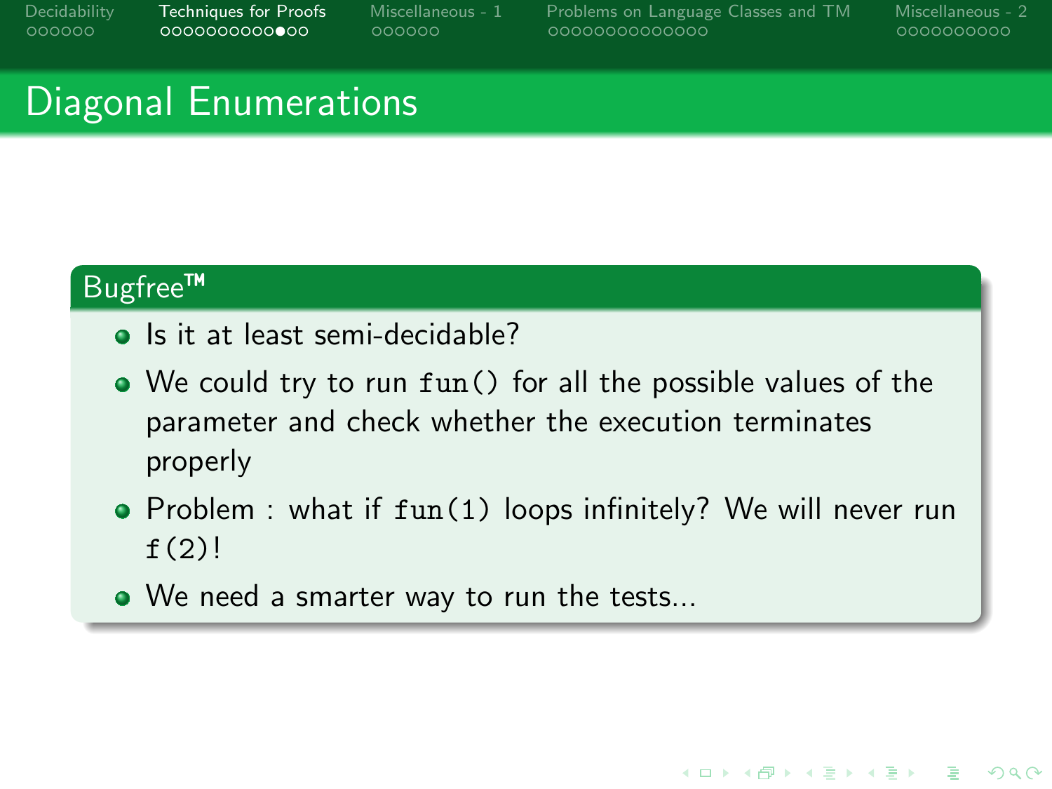# Diagonal Enumerations

## Bugfree™

- Is it at least semi-decidable?
- We could try to run `fun()` for all the possible values of the parameter and check whether the execution terminates properly
- Problem : what if `fun(1)` loops infinitely? We will never run `f(2)`!
- We need a smarter way to run the tests...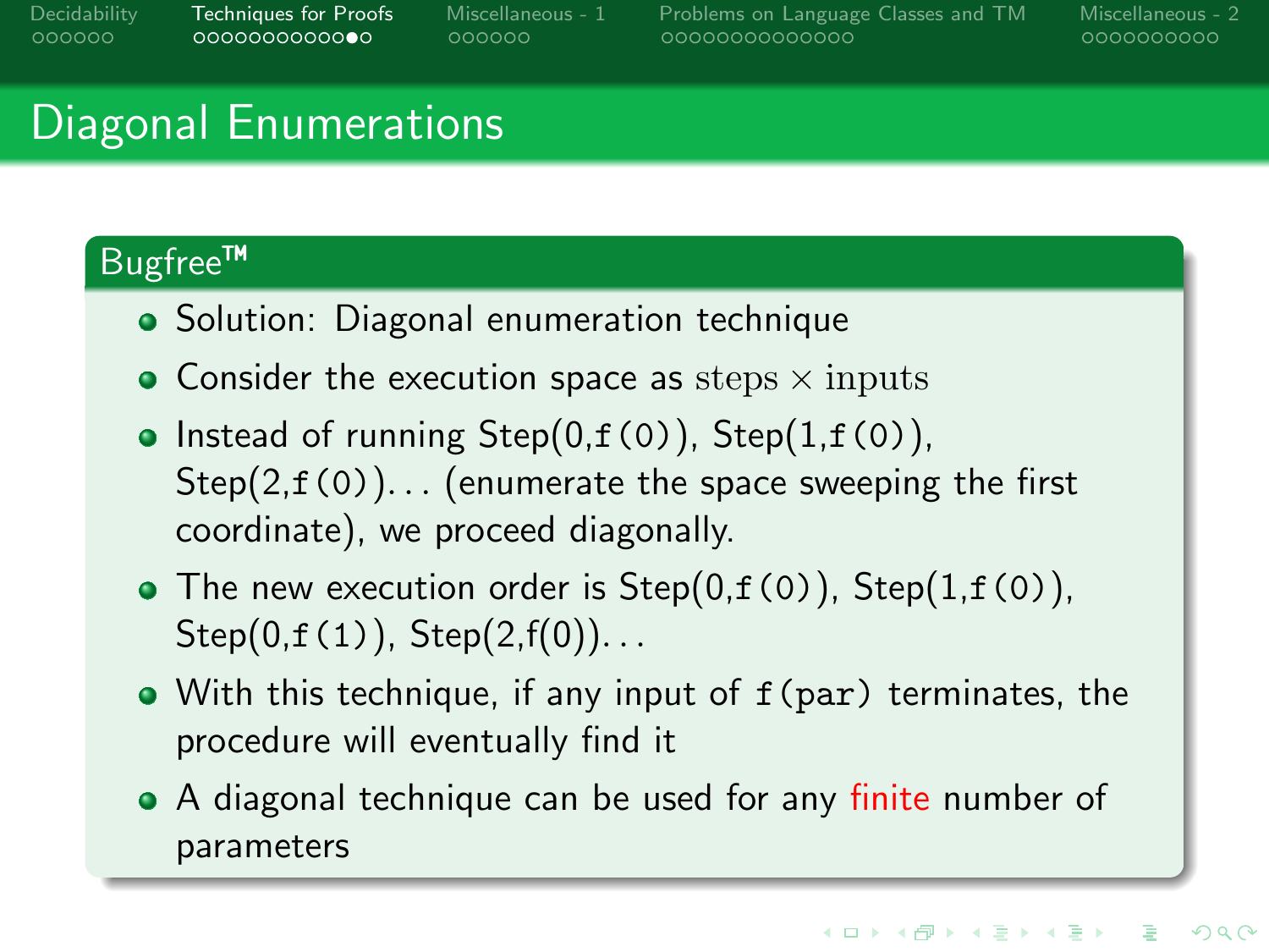# Diagonal Enumerations

## Bugfree™

- Solution: Diagonal enumeration technique
- Consider the execution space as $\text{steps} \times \text{inputs}$
- Instead of running Step(0,`f(0)`), Step(1,`f(0)`), Step(2,`f(0)`)... (enumerate the space sweeping the first coordinate), we proceed diagonally.
- The new execution order is Step(0,`f(0)`), Step(1,`f(0)`), Step(0,`f(1)`), Step(2,f(0))...
- With this technique, if any input of `f(par)` terminates, the procedure will eventually find it
- A diagonal technique can be used for any finite number of parameters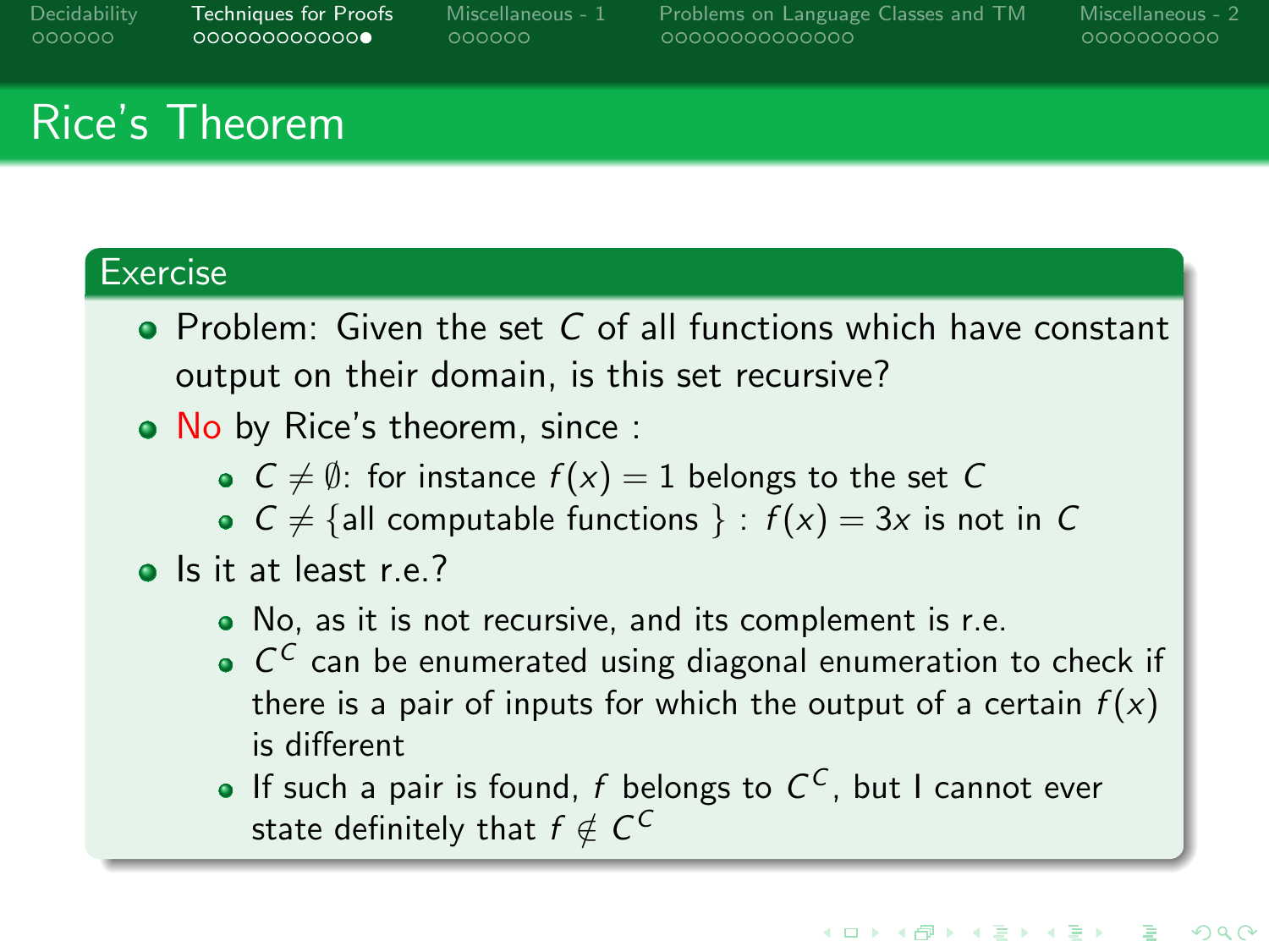# Rice's Theorem

## Exercise

- Problem: Given the set $C$ of all functions which have constant output on their domain, is this set recursive?
- No by Rice's theorem, since :
  - $C \neq \emptyset$: for instance $f(x) = 1$ belongs to the set $C$
  - $C \neq \{$all computable functions $\}$ : $f(x) = 3x$ is not in $C$
- Is it at least r.e.?
  - No, as it is not recursive, and its complement is r.e.
  - $C^C$ can be enumerated using diagonal enumeration to check if there is a pair of inputs for which the output of a certain $f(x)$ is different
  - If such a pair is found, $f$ belongs to $C^C$, but I cannot ever state definitely that $f \notin C^C$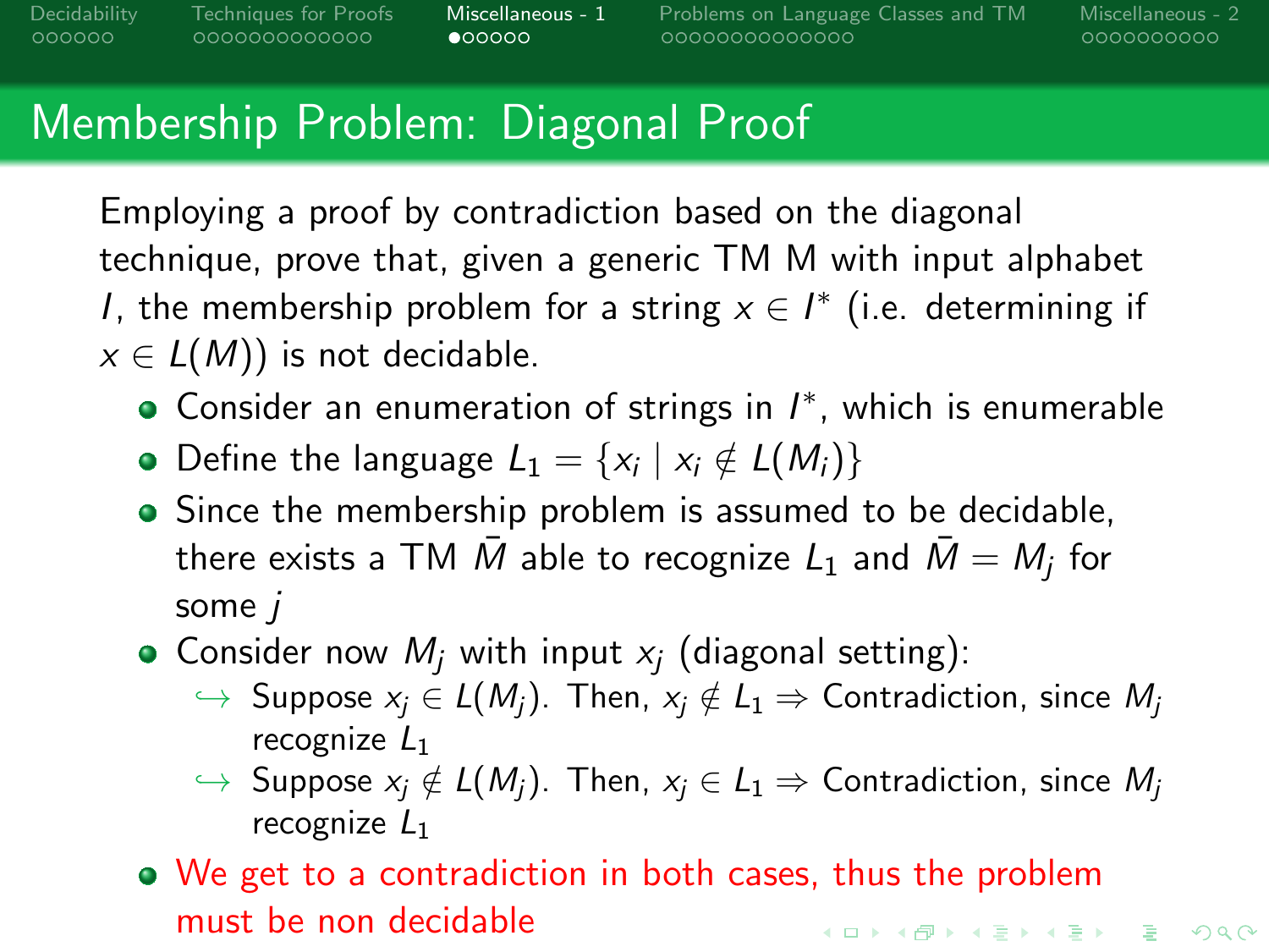# Membership Problem: Diagonal Proof

Employing a proof by contradiction based on the diagonal technique, prove that, given a generic TM M with input alphabet $I$, the membership problem for a string $x \in I^*$ (i.e. determining if $x \in L(M)$) is not decidable.

- Consider an enumeration of strings in $I^*$, which is enumerable
- Define the language $L_1 = \{x_i \mid x_i \notin L(M_i)\}$
- Since the membership problem is assumed to be decidable, there exists a TM $\bar{M}$ able to recognize $L_1$ and $\bar{M} = M_j$ for some $j$
- Consider now $M_j$ with input $x_j$ (diagonal setting):
  - ↪ Suppose $x_j \in L(M_j)$. Then, $x_j \notin L_1 \Rightarrow$ Contradiction, since $M_j$ recognize $L_1$
  - ↪ Suppose $x_j \notin L(M_j)$. Then, $x_j \in L_1 \Rightarrow$ Contradiction, since $M_j$ recognize $L_1$
- We get to a contradiction in both cases, thus the problem must be non decidable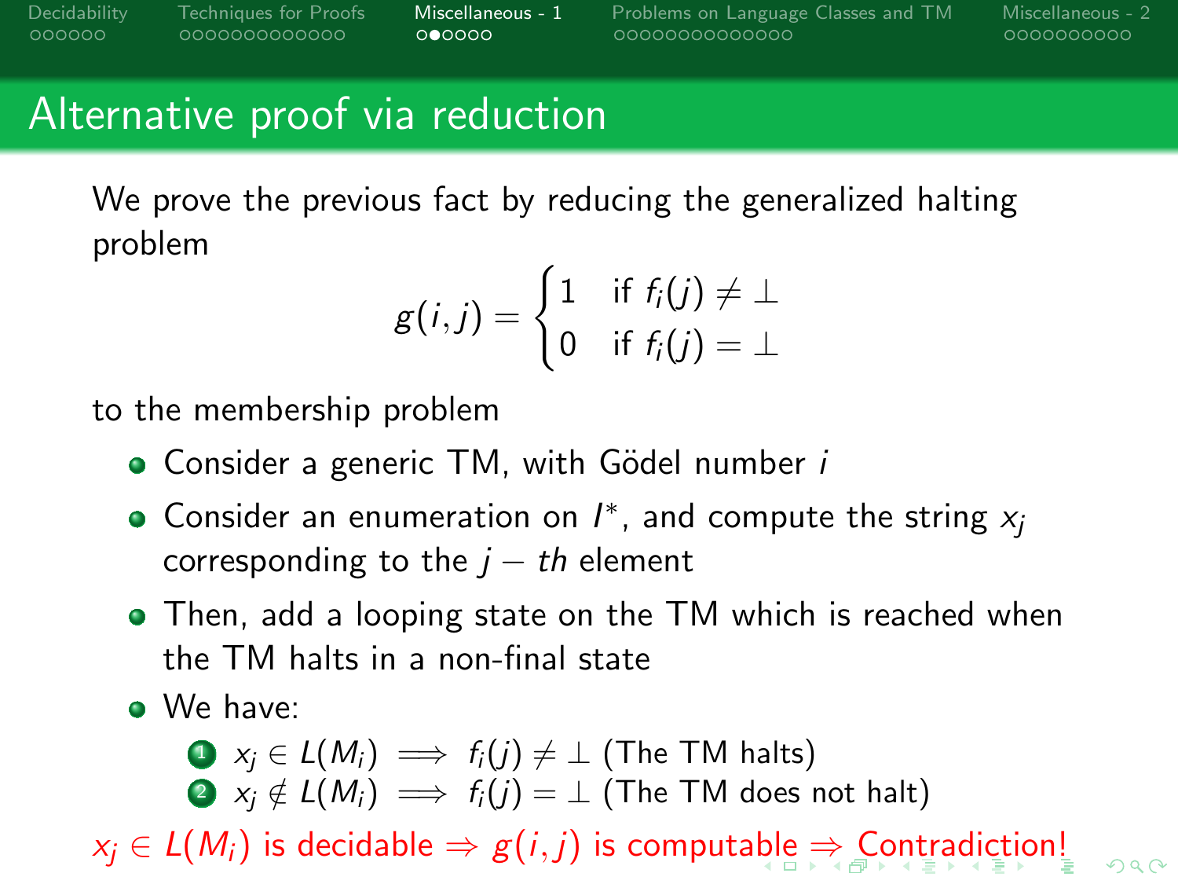# Alternative proof via reduction

We prove the previous fact by reducing the generalized halting problem

$$g(i,j) = \begin{cases} 1 & \text{if } f_i(j) \neq \bot \\ 0 & \text{if } f_i(j) = \bot \end{cases}$$

to the membership problem

- Consider a generic TM, with Gödel number $i$
- Consider an enumeration on $I^*$, and compute the string $x_j$ corresponding to the $j-th$ element
- Then, add a looping state on the TM which is reached when the TM halts in a non-final state
- We have:
  1. $x_j \in L(M_i) \implies f_i(j) \neq \bot$ (The TM halts)
  2. $x_j \notin L(M_i) \implies f_i(j) = \bot$ (The TM does not halt)

$x_j \in L(M_i)$ is decidable $\Rightarrow$ $g(i,j)$ is computable $\Rightarrow$ Contradiction!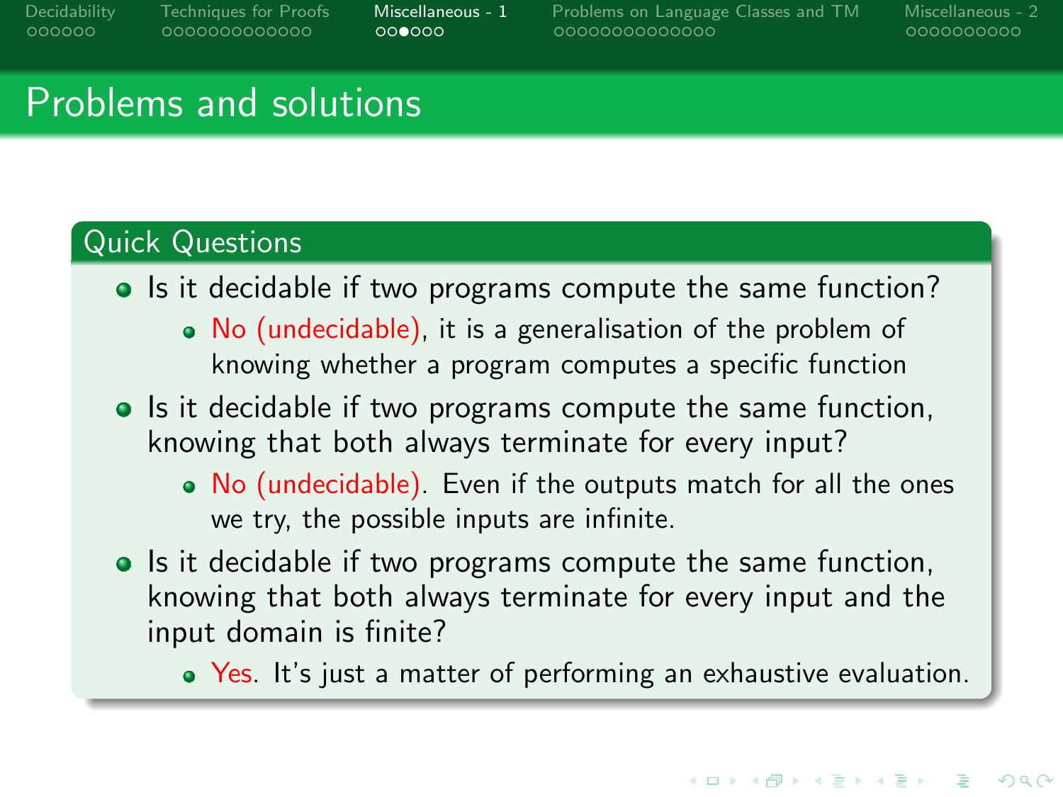# Problems and solutions

## Quick Questions

- Is it decidable if two programs compute the same function?
  - No (undecidable), it is a generalisation of the problem of knowing whether a program computes a specific function
- Is it decidable if two programs compute the same function, knowing that both always terminate for every input?
  - No (undecidable). Even if the outputs match for all the ones we try, the possible inputs are infinite.
- Is it decidable if two programs compute the same function, knowing that both always terminate for every input and the input domain is finite?
  - Yes. It's just a matter of performing an exhaustive evaluation.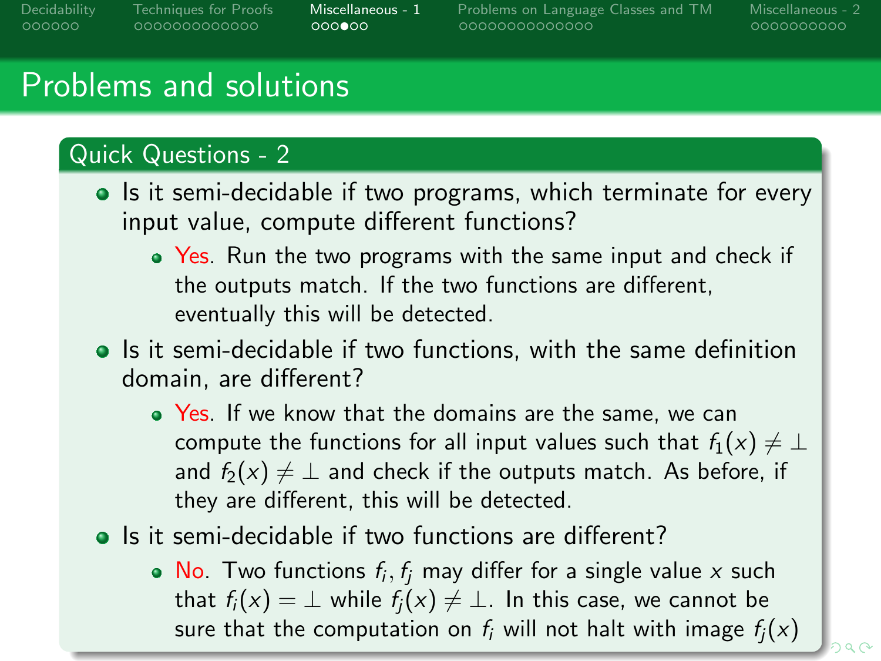## Problems and solutions

### Quick Questions - 2

- Is it semi-decidable if two programs, which terminate for every input value, compute different functions?
  - Yes. Run the two programs with the same input and check if the outputs match. If the two functions are different, eventually this will be detected.
- Is it semi-decidable if two functions, with the same definition domain, are different?
  - Yes. If we know that the domains are the same, we can compute the functions for all input values such that $f_1(x) \neq \perp$ and $f_2(x) \neq \perp$ and check if the outputs match. As before, if they are different, this will be detected.
- Is it semi-decidable if two functions are different?
  - No. Two functions $f_i, f_j$ may differ for a single value $x$ such that $f_i(x) = \perp$ while $f_j(x) \neq \perp$. In this case, we cannot be sure that the computation on $f_i$ will not halt with image $f_j(x)$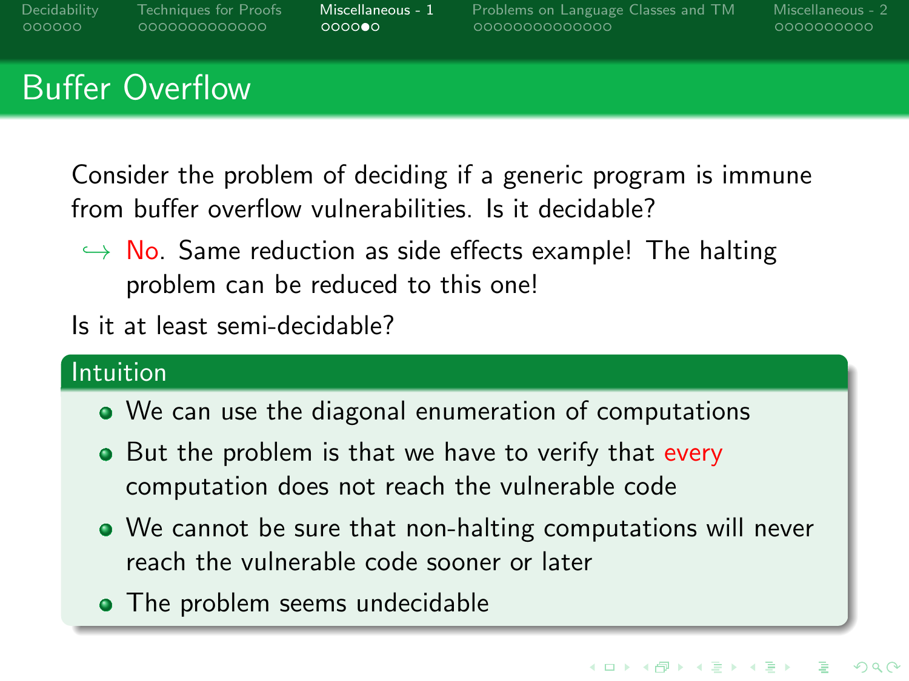# Buffer Overflow

Consider the problem of deciding if a generic program is immune from buffer overflow vulnerabilities. Is it decidable?

$\hookrightarrow$ No. Same reduction as side effects example! The halting problem can be reduced to this one!

Is it at least semi-decidable?

### Intuition

- We can use the diagonal enumeration of computations
- But the problem is that we have to verify that every computation does not reach the vulnerable code
- We cannot be sure that non-halting computations will never reach the vulnerable code sooner or later
- The problem seems undecidable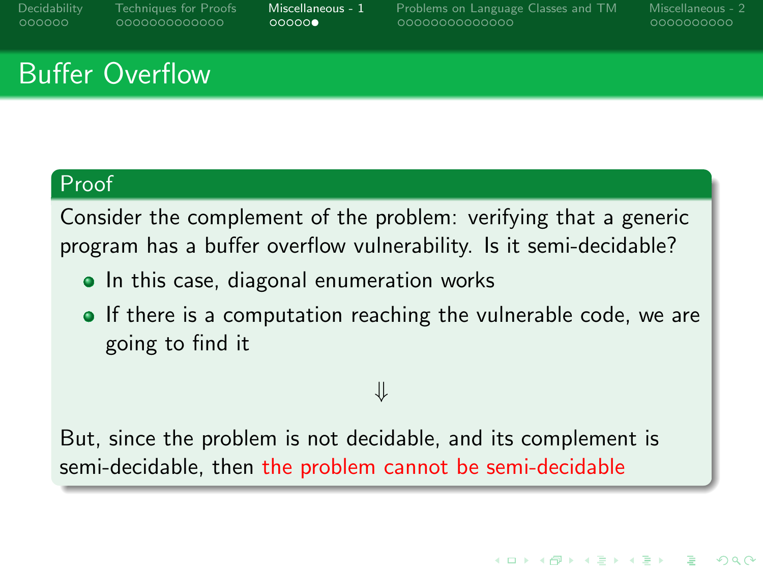# Buffer Overflow

**Proof**

Consider the complement of the problem: verifying that a generic program has a buffer overflow vulnerability. Is it semi-decidable?

- In this case, diagonal enumeration works
- If there is a computation reaching the vulnerable code, we are going to find it

$$\Downarrow$$

But, since the problem is not decidable, and its complement is semi-decidable, then the problem cannot be semi-decidable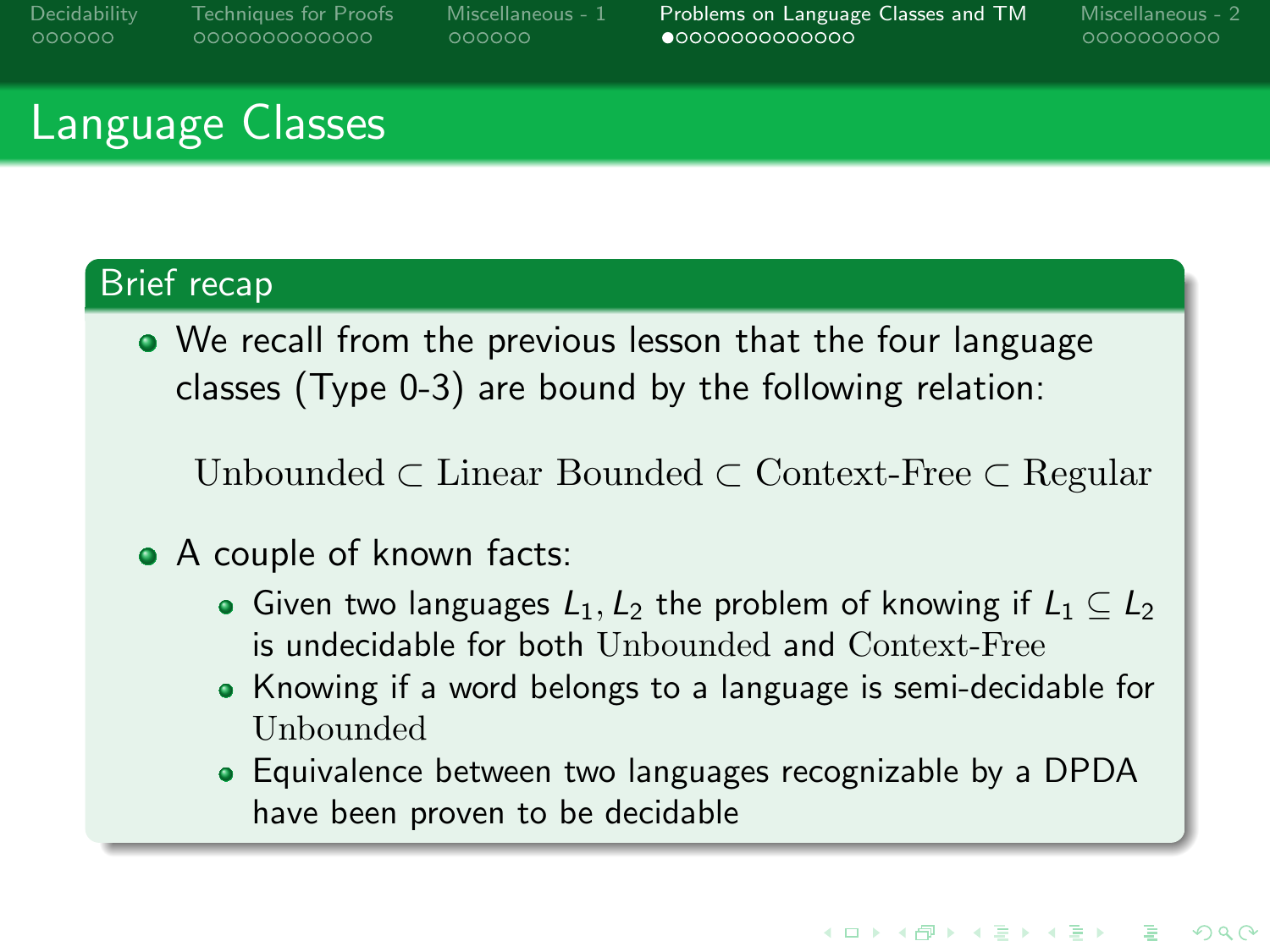# Language Classes

## Brief recap

- We recall from the previous lesson that the four language classes (Type 0-3) are bound by the following relation:

$$\text{Unbounded} \subset \text{Linear Bounded} \subset \text{Context-Free} \subset \text{Regular}$$

- A couple of known facts:
  - Given two languages $L_1, L_2$ the problem of knowing if $L_1 \subseteq L_2$ is undecidable for both Unbounded and Context-Free
  - Knowing if a word belongs to a language is semi-decidable for Unbounded
  - Equivalence between two languages recognizable by a DPDA have been proven to be decidable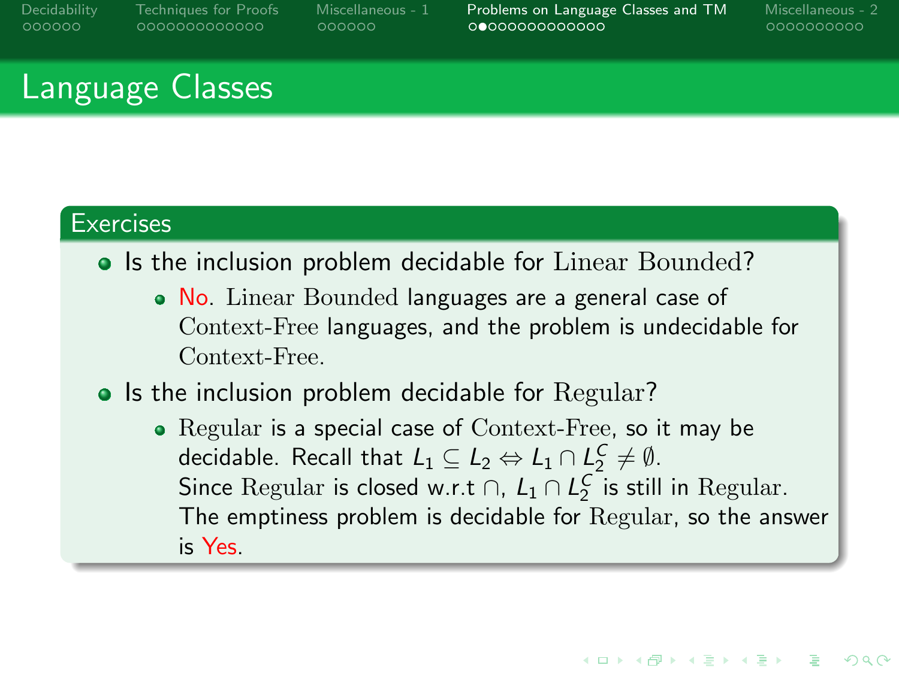# Language Classes

## Exercises

- Is the inclusion problem decidable for Linear Bounded?
  - No. Linear Bounded languages are a general case of Context-Free languages, and the problem is undecidable for Context-Free.
- Is the inclusion problem decidable for Regular?
  - Regular is a special case of Context-Free, so it may be decidable. Recall that $L_1 \subseteq L_2 \Leftrightarrow L_1 \cap L_2^C \neq \emptyset$.
    Since Regular is closed w.r.t $\cap$, $L_1 \cap L_2^C$ is still in Regular.
    The emptiness problem is decidable for Regular, so the answer is Yes.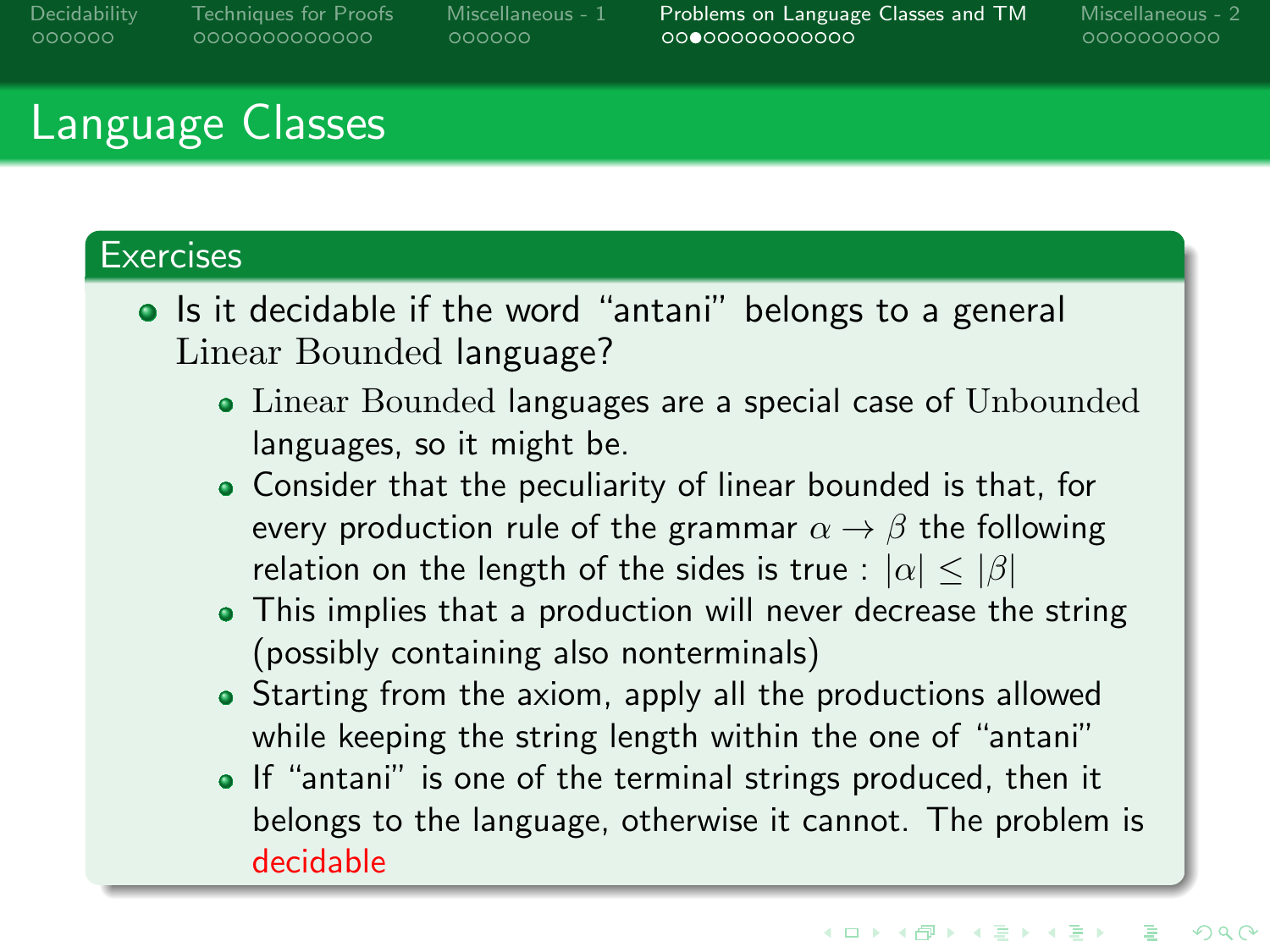# Language Classes

## Exercises

- Is it decidable if the word “antani” belongs to a general Linear Bounded language?
  - Linear Bounded languages are a special case of Unbounded languages, so it might be.
  - Consider that the peculiarity of linear bounded is that, for every production rule of the grammar $\alpha \rightarrow \beta$ the following relation on the length of the sides is true : $|\alpha| \leq |\beta|$
  - This implies that a production will never decrease the string (possibly containing also nonterminals)
  - Starting from the axiom, apply all the productions allowed while keeping the string length within the one of “antani”
  - If “antani” is one of the terminal strings produced, then it belongs to the language, otherwise it cannot. The problem is decidable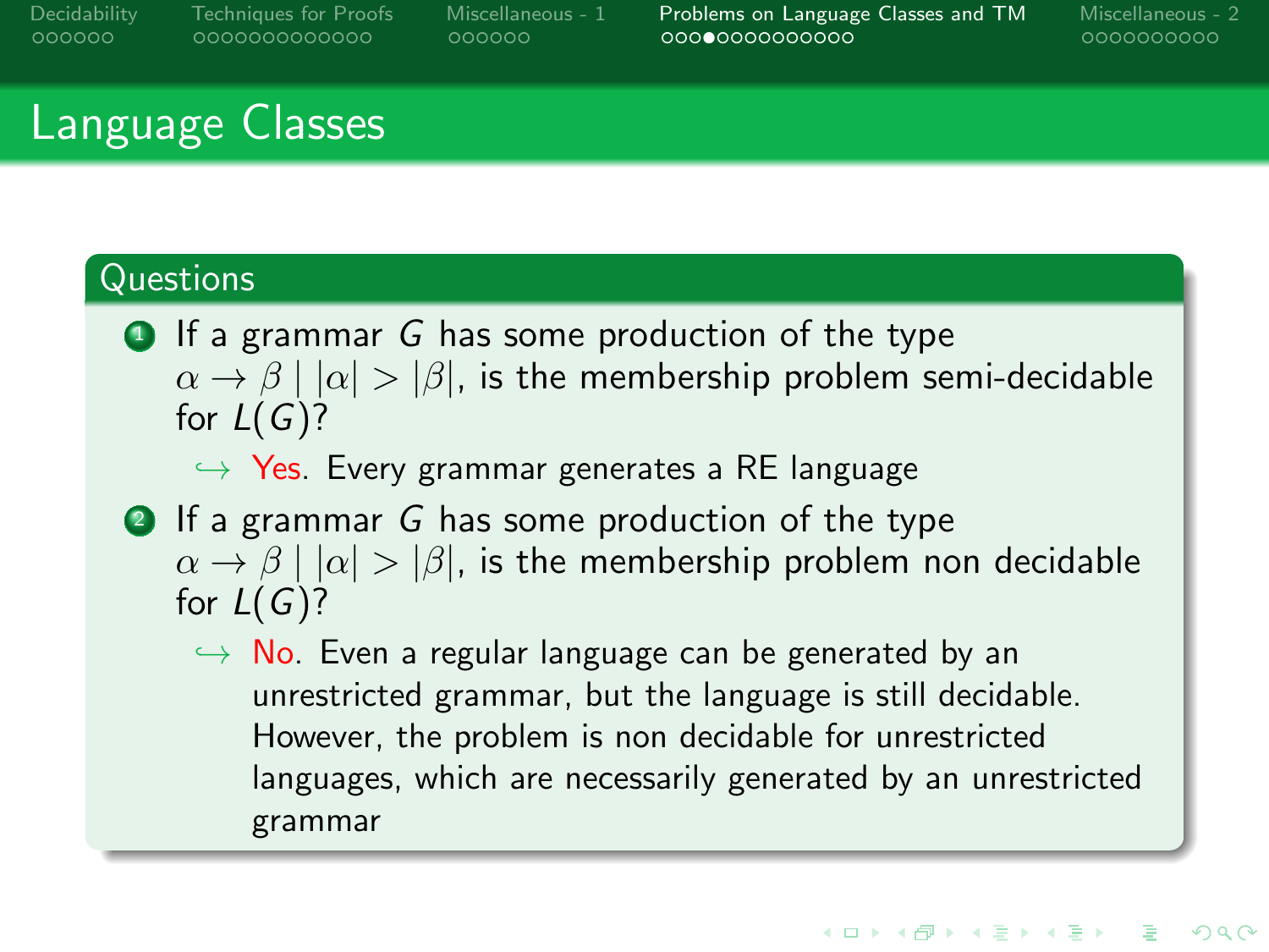# Language Classes

## Questions

1. If a grammar $G$ has some production of the type $\alpha \to \beta \mid |\alpha| > |\beta|$, is the membership problem semi-decidable for $L(G)$?

   $\hookrightarrow$ Yes. Every grammar generates a RE language

2. If a grammar $G$ has some production of the type $\alpha \to \beta \mid |\alpha| > |\beta|$, is the membership problem non decidable for $L(G)$?

   $\hookrightarrow$ No. Even a regular language can be generated by an unrestricted grammar, but the language is still decidable. However, the problem is non decidable for unrestricted languages, which are necessarily generated by an unrestricted grammar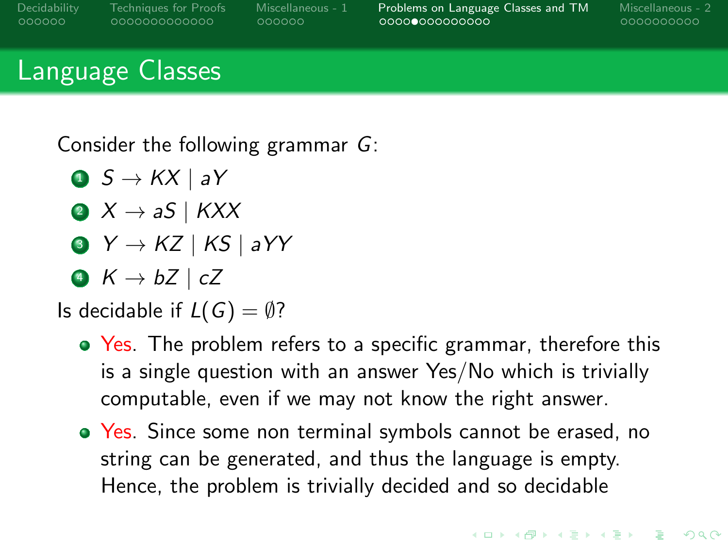## Language Classes

Consider the following grammar $G$:

1. $S \rightarrow KX \mid aY$
2. $X \rightarrow aS \mid KXX$
3. $Y \rightarrow KZ \mid KS \mid aYY$
4. $K \rightarrow bZ \mid cZ$

Is decidable if $L(G) = \emptyset$?

- Yes. The problem refers to a specific grammar, therefore this is a single question with an answer Yes/No which is trivially computable, even if we may not know the right answer.
- Yes. Since some non terminal symbols cannot be erased, no string can be generated, and thus the language is empty. Hence, the problem is trivially decided and so decidable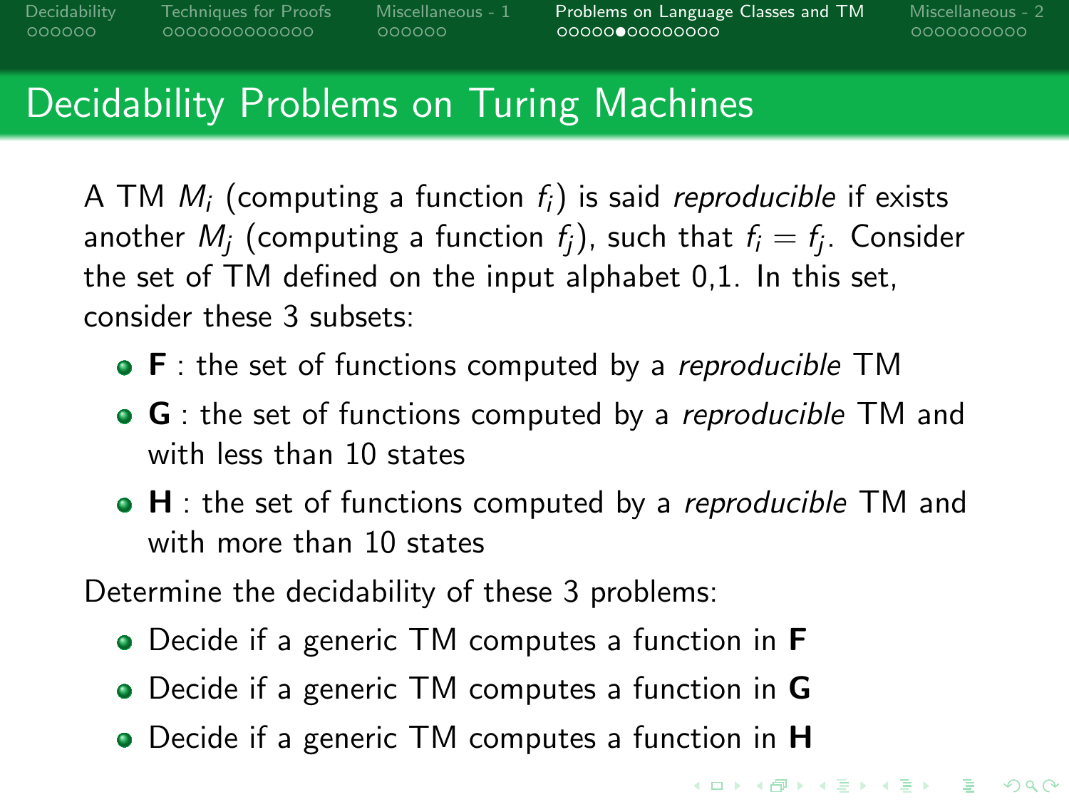# Decidability Problems on Turing Machines

A TM $M_i$ (computing a function $f_i$) is said *reproducible* if exists another $M_j$ (computing a function $f_j$), such that $f_i = f_j$. Consider the set of TM defined on the input alphabet 0,1. In this set, consider these 3 subsets:

- **F** : the set of functions computed by a *reproducible* TM
- **G** : the set of functions computed by a *reproducible* TM and with less than 10 states
- **H** : the set of functions computed by a *reproducible* TM and with more than 10 states

Determine the decidability of these 3 problems:

- Decide if a generic TM computes a function in **F**
- Decide if a generic TM computes a function in **G**
- Decide if a generic TM computes a function in **H**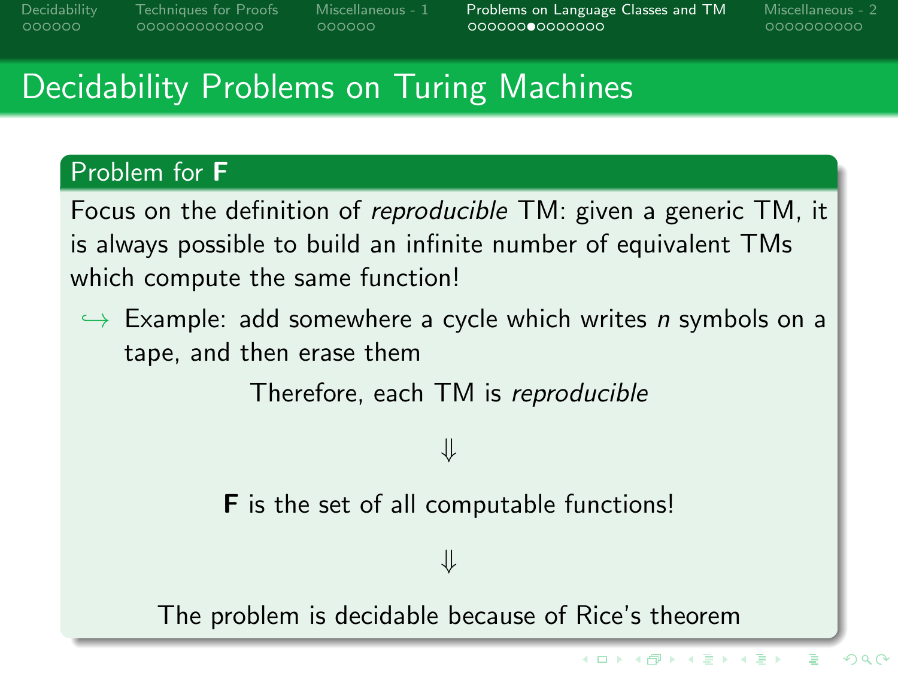# Decidability Problems on Turing Machines

## Problem for **F**

Focus on the definition of *reproducible* TM: given a generic TM, it is always possible to build an infinite number of equivalent TMs which compute the same function!

↪ Example: add somewhere a cycle which writes $n$ symbols on a tape, and then erase them

Therefore, each TM is *reproducible*

⇓

**F** is the set of all computable functions!

⇓

The problem is decidable because of Rice's theorem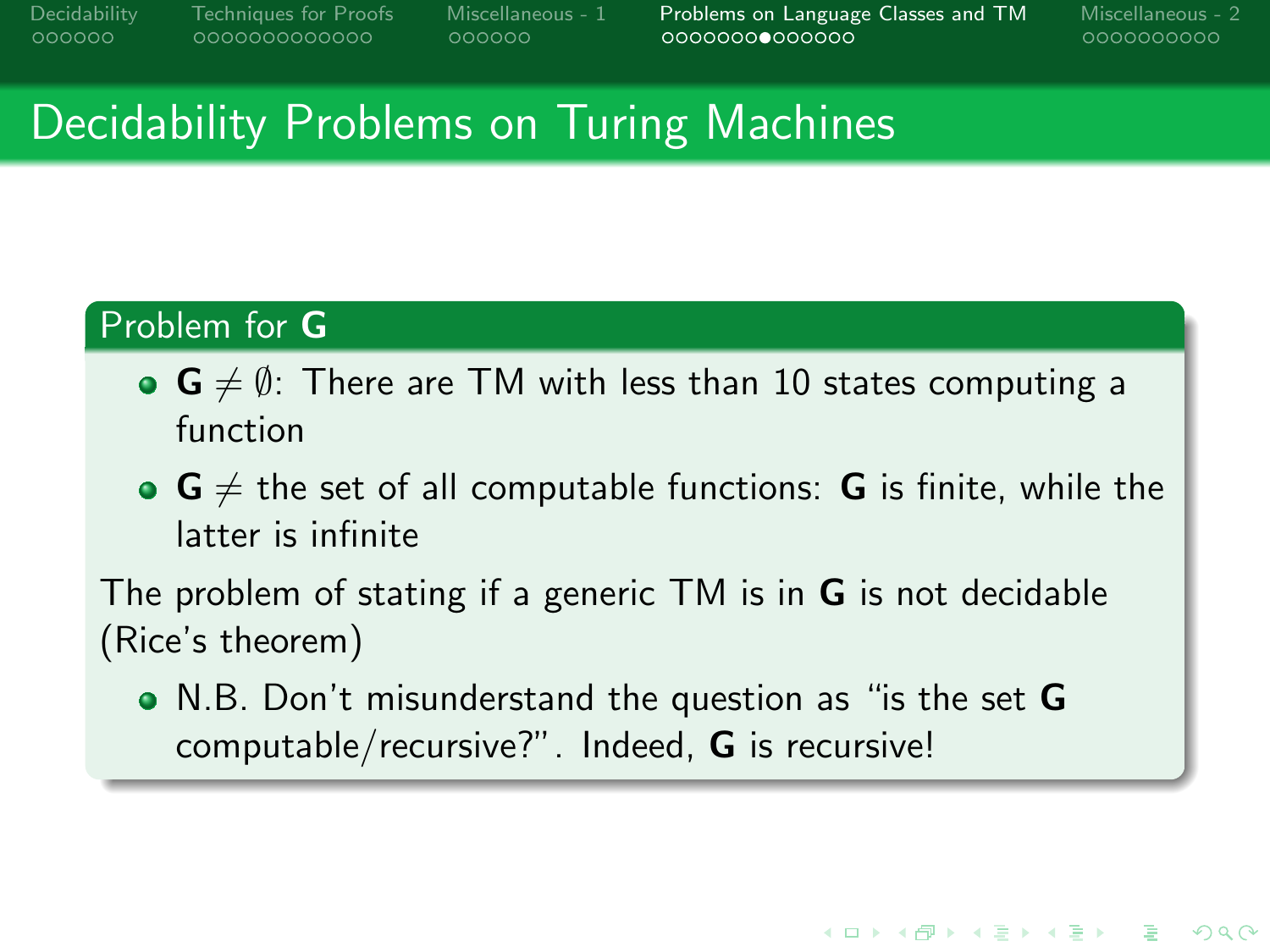# Decidability Problems on Turing Machines

## Problem for **G**

- **G** $\neq \emptyset$: There are TM with less than 10 states computing a function
- **G** $\neq$ the set of all computable functions: **G** is finite, while the latter is infinite

The problem of stating if a generic TM is in **G** is not decidable (Rice's theorem)

- N.B. Don't misunderstand the question as "is the set **G** computable/recursive?". Indeed, **G** is recursive!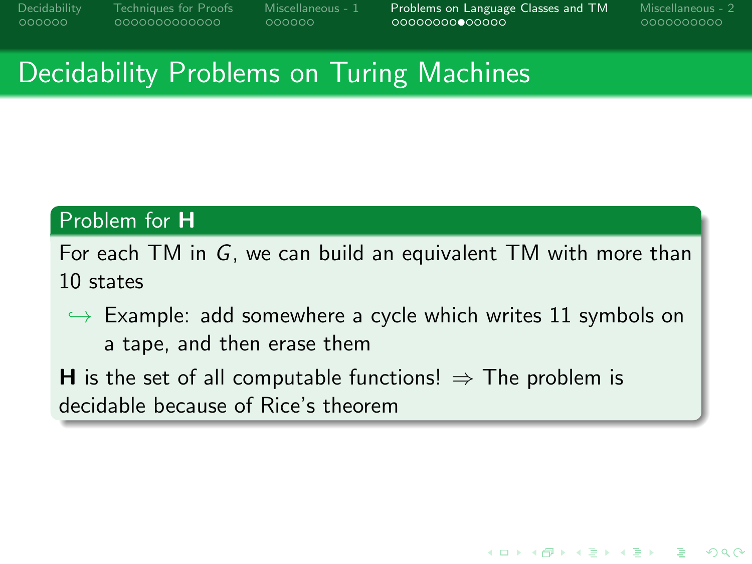# Decidability Problems on Turing Machines

**Problem for H**

For each TM in $G$, we can build an equivalent TM with more than 10 states

$\hookrightarrow$ Example: add somewhere a cycle which writes 11 symbols on a tape, and then erase them

**H** is the set of all computable functions! $\Rightarrow$ The problem is decidable because of Rice's theorem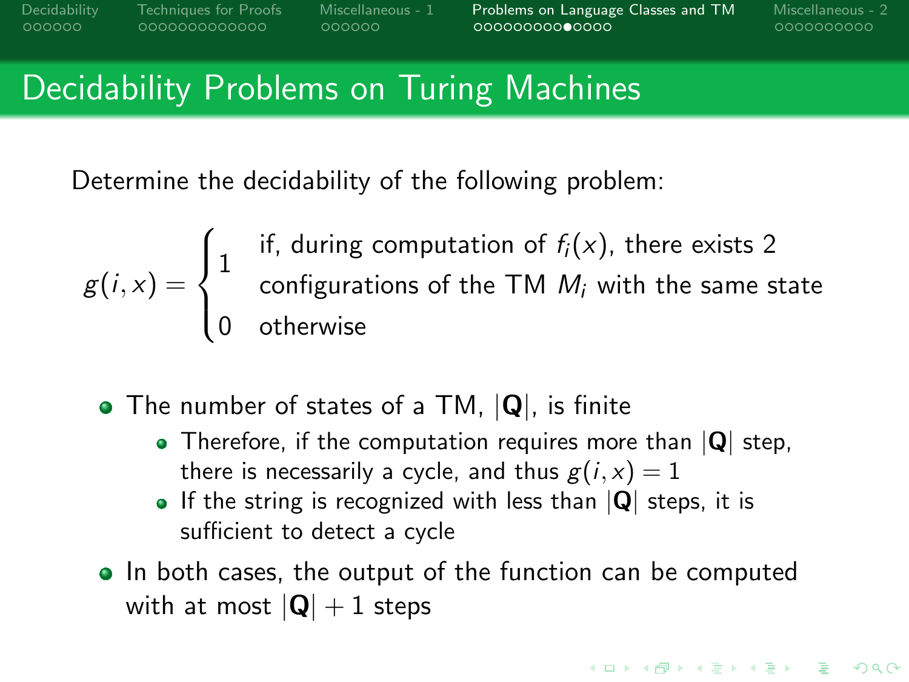# Decidability Problems on Turing Machines

Determine the decidability of the following problem:

$$g(i,x) = \begin{cases} 1 & \text{if, during computation of } f_i(x)\text{, there exists 2} \\ & \text{configurations of the TM } M_i \text{ with the same state} \\ 0 & \text{otherwise} \end{cases}$$

- The number of states of a TM, $|\mathbf{Q}|$, is finite
  - Therefore, if the computation requires more than $|\mathbf{Q}|$ step, there is necessarily a cycle, and thus $g(i,x) = 1$
  - If the string is recognized with less than $|\mathbf{Q}|$ steps, it is sufficient to detect a cycle
- In both cases, the output of the function can be computed with at most $|\mathbf{Q}| + 1$ steps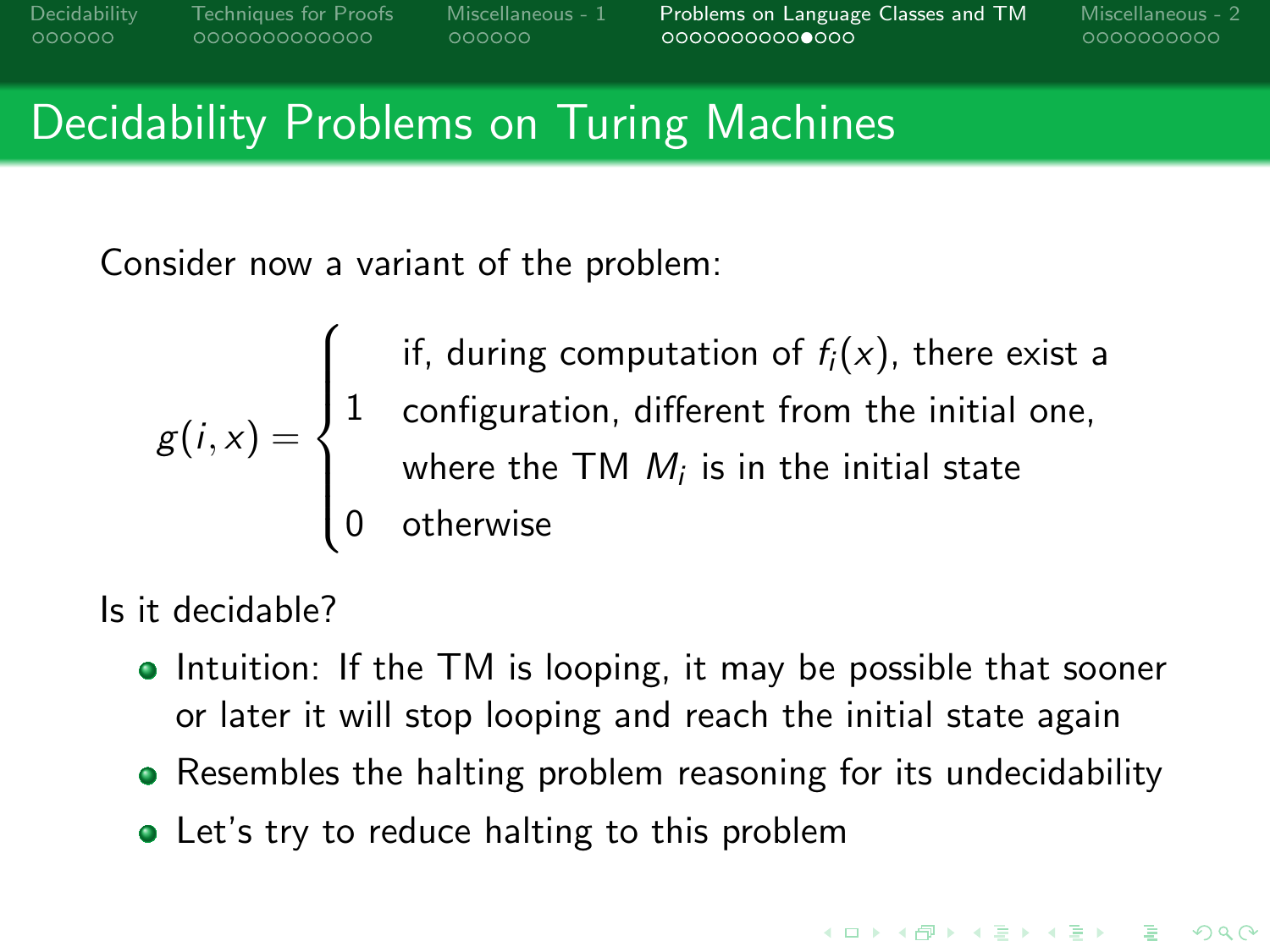# Decidability Problems on Turing Machines

Consider now a variant of the problem:

$$g(i,x) = \begin{cases} 1 & \text{if, during computation of } f_i(x) \text{, there exist a configuration, different from the initial one, where the TM } M_i \text{ is in the initial state} \\ 0 & \text{otherwise} \end{cases}$$

Is it decidable?

- Intuition: If the TM is looping, it may be possible that sooner or later it will stop looping and reach the initial state again
- Resembles the halting problem reasoning for its undecidability
- Let's try to reduce halting to this problem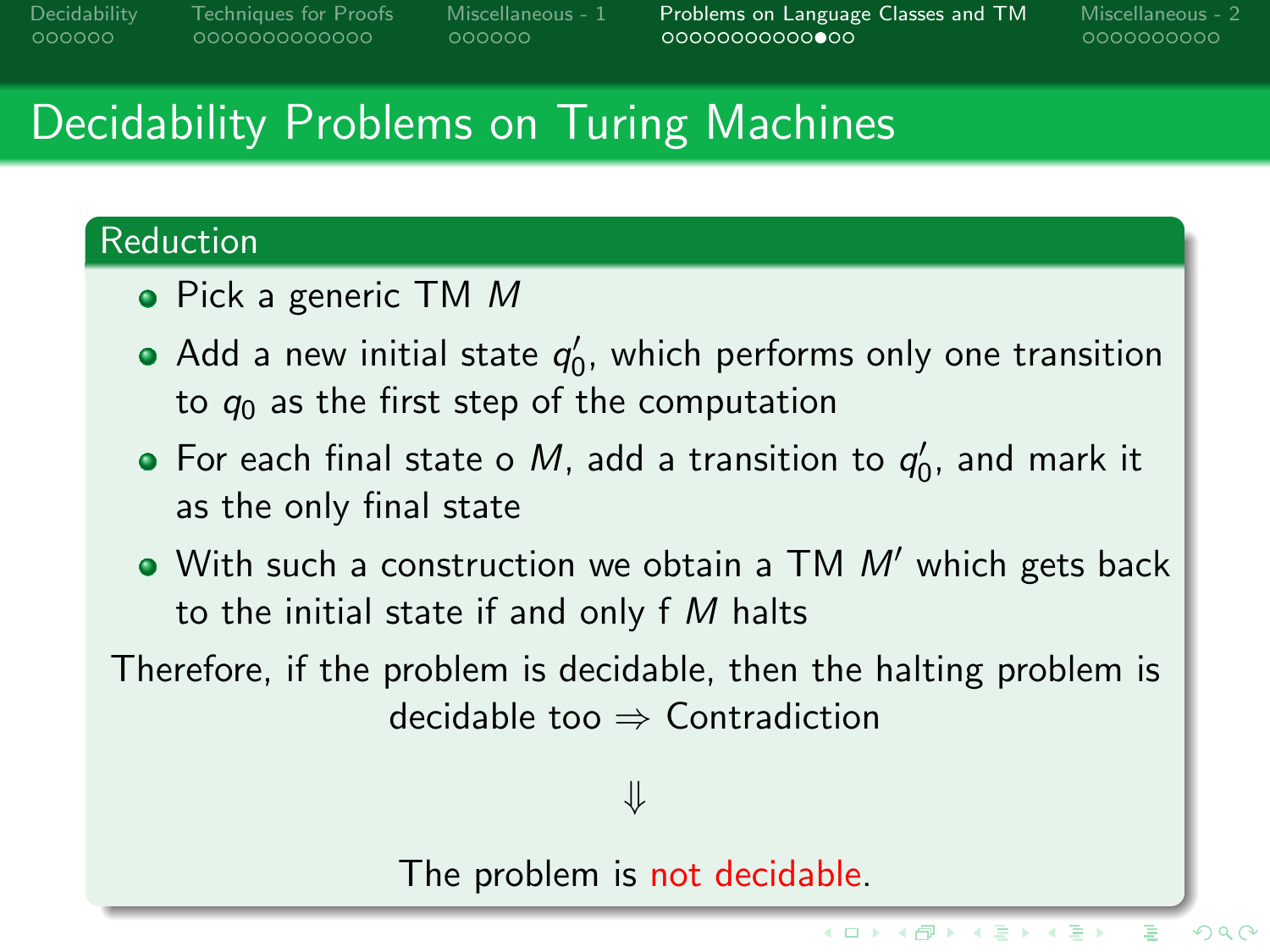# Decidability Problems on Turing Machines

## Reduction

- Pick a generic TM $M$
- Add a new initial state $q_0'$, which performs only one transition to $q_0$ as the first step of the computation
- For each final state o $M$, add a transition to $q_0'$, and mark it as the only final state
- With such a construction we obtain a TM $M'$ which gets back to the initial state if and only f $M$ halts

Therefore, if the problem is decidable, then the halting problem is decidable too $\Rightarrow$ Contradiction

$$\Downarrow$$

The problem is not decidable.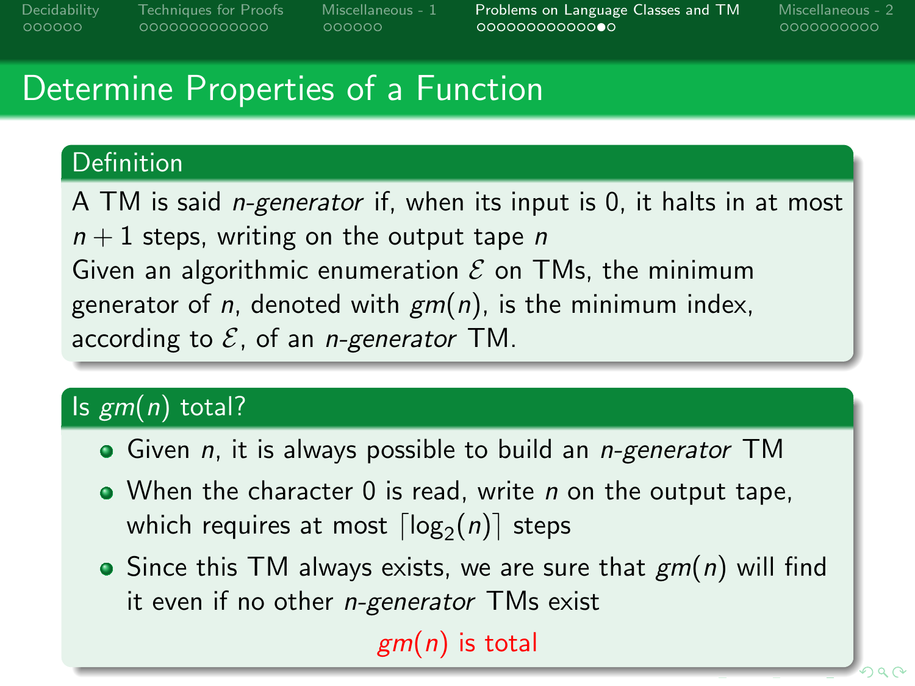# Determine Properties of a Function

## Definition

A TM is said *n-generator* if, when its input is 0, it halts in at most $n+1$ steps, writing on the output tape $n$

Given an algorithmic enumeration $\mathcal{E}$ on TMs, the minimum generator of $n$, denoted with $gm(n)$, is the minimum index, according to $\mathcal{E}$, of an *n-generator* TM.

## Is $gm(n)$ total?

- Given $n$, it is always possible to build an *n-generator* TM
- When the character 0 is read, write $n$ on the output tape, which requires at most $\lceil \log_2(n) \rceil$ steps
- Since this TM always exists, we are sure that $gm(n)$ will find it even if no other *n-generator* TMs exist

$gm(n)$ is total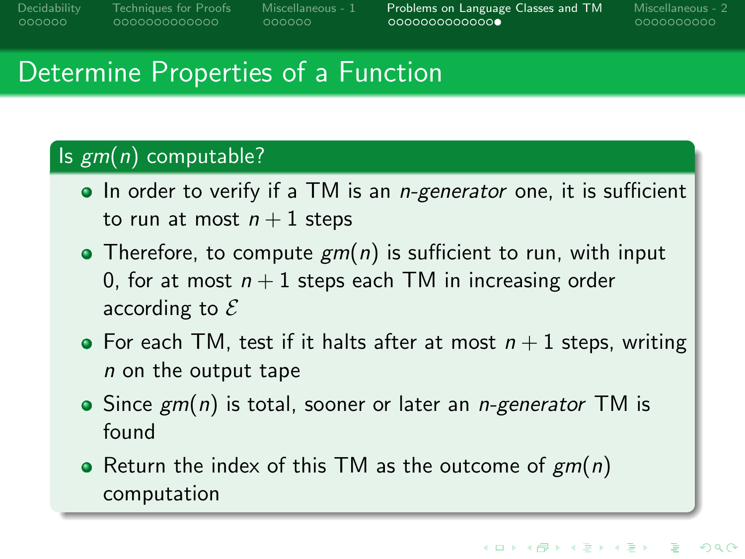# Determine Properties of a Function

## Is $gm(n)$ computable?

- In order to verify if a TM is an *n-generator* one, it is sufficient to run at most $n+1$ steps
- Therefore, to compute $gm(n)$ is sufficient to run, with input 0, for at most $n+1$ steps each TM in increasing order according to $\mathcal{E}$
- For each TM, test if it halts after at most $n+1$ steps, writing $n$ on the output tape
- Since $gm(n)$ is total, sooner or later an *n-generator* TM is found
- Return the index of this TM as the outcome of $gm(n)$ computation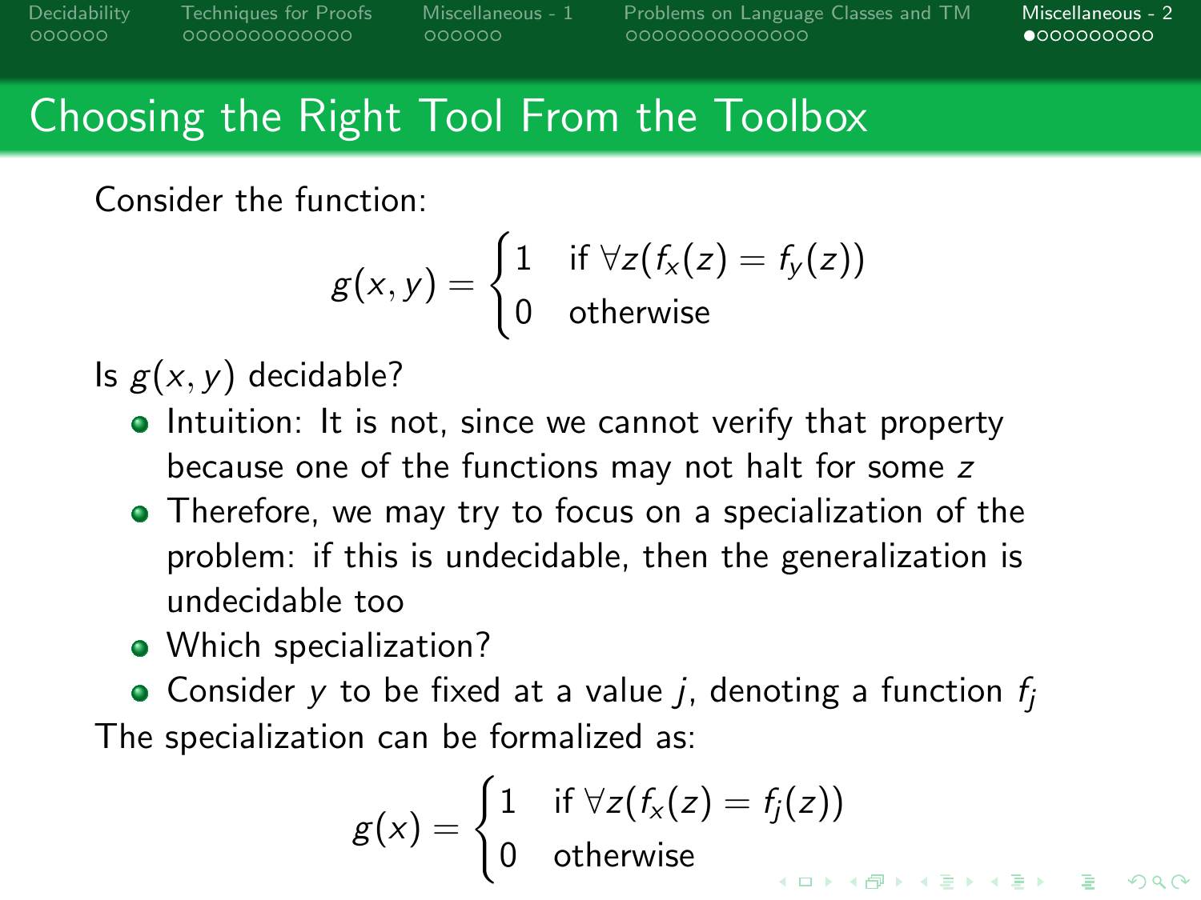# Choosing the Right Tool From the Toolbox

Consider the function:

$$g(x, y) = \begin{cases} 1 & \text{if } \forall z(f_x(z) = f_y(z)) \\ 0 & \text{otherwise} \end{cases}$$

Is $g(x, y)$ decidable?

- Intuition: It is not, since we cannot verify that property because one of the functions may not halt for some $z$
- Therefore, we may try to focus on a specialization of the problem: if this is undecidable, then the generalization is undecidable too
- Which specialization?
- Consider $y$ to be fixed at a value $j$, denoting a function $f_j$

The specialization can be formalized as:

$$g(x) = \begin{cases} 1 & \text{if } \forall z(f_x(z) = f_j(z)) \\ 0 & \text{otherwise} \end{cases}$$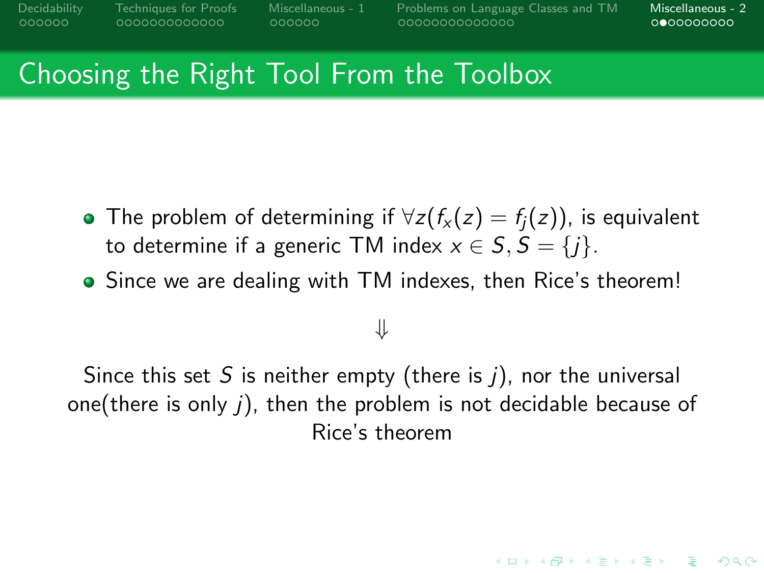## Choosing the Right Tool From the Toolbox

- The problem of determining if $\forall z(f_x(z) = f_j(z))$, is equivalent to determine if a generic TM index $x \in S, S = \{j\}$.
- Since we are dealing with TM indexes, then Rice's theorem!

$$\Downarrow$$

Since this set $S$ is neither empty (there is $j$), nor the universal one(there is only $j$), then the problem is not decidable because of Rice's theorem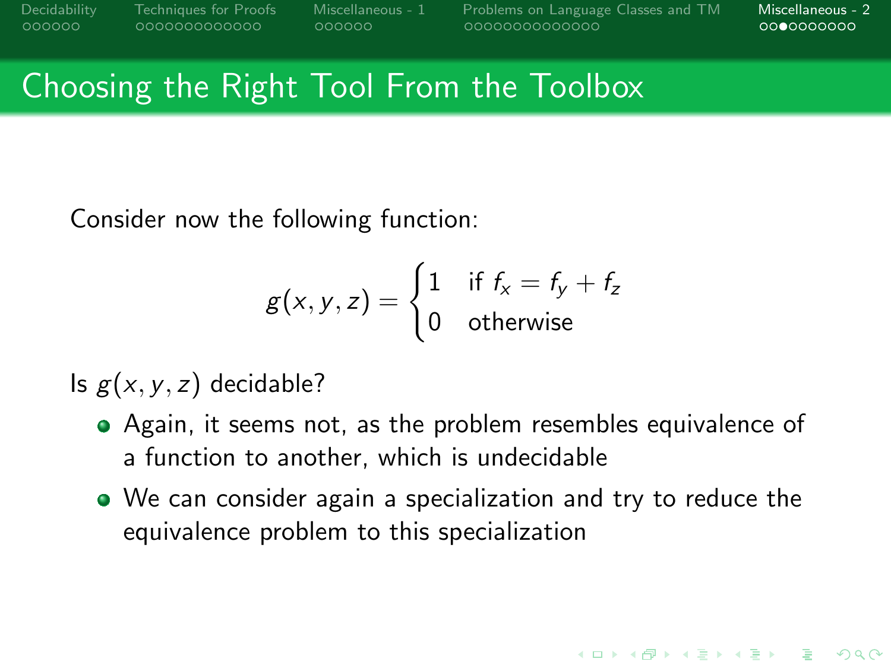## Choosing the Right Tool From the Toolbox

Consider now the following function:

$$g(x, y, z) = \begin{cases} 1 & \text{if } f_x = f_y + f_z \\ 0 & \text{otherwise} \end{cases}$$

Is $g(x, y, z)$ decidable?

- Again, it seems not, as the problem resembles equivalence of a function to another, which is undecidable
- We can consider again a specialization and try to reduce the equivalence problem to this specialization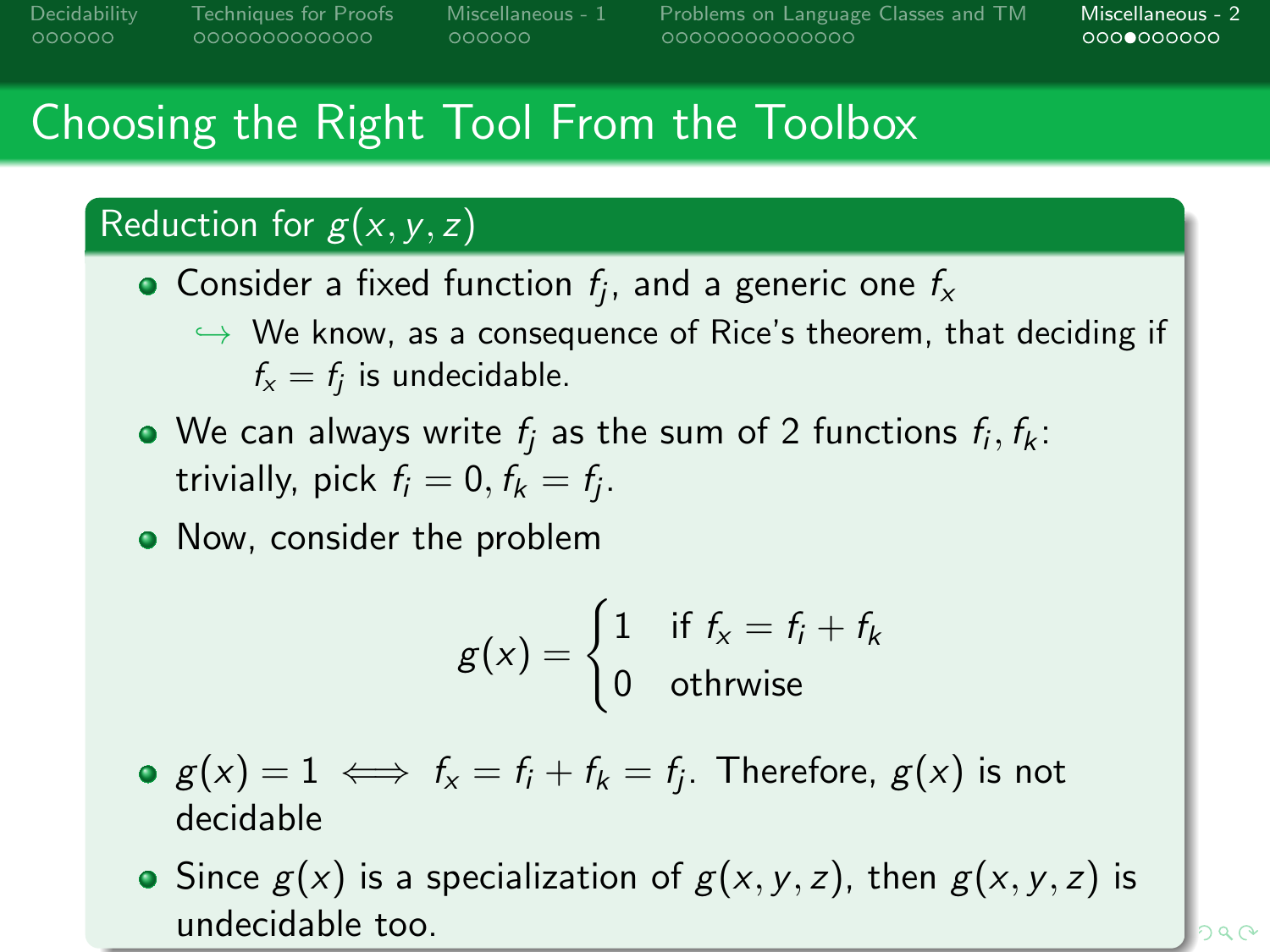# Choosing the Right Tool From the Toolbox

## Reduction for $g(x, y, z)$

- Consider a fixed function $f_j$, and a generic one $f_x$
  - ↪ We know, as a consequence of Rice's theorem, that deciding if $f_x = f_j$ is undecidable.
- We can always write $f_j$ as the sum of 2 functions $f_i, f_k$: trivially, pick $f_i = 0, f_k = f_j$.
- Now, consider the problem

$$g(x) = \begin{cases} 1 & \text{if } f_x = f_i + f_k \\ 0 & \text{othrwise} \end{cases}$$

- $g(x) = 1 \iff f_x = f_i + f_k = f_j$. Therefore, $g(x)$ is not decidable
- Since $g(x)$ is a specialization of $g(x, y, z)$, then $g(x, y, z)$ is undecidable too.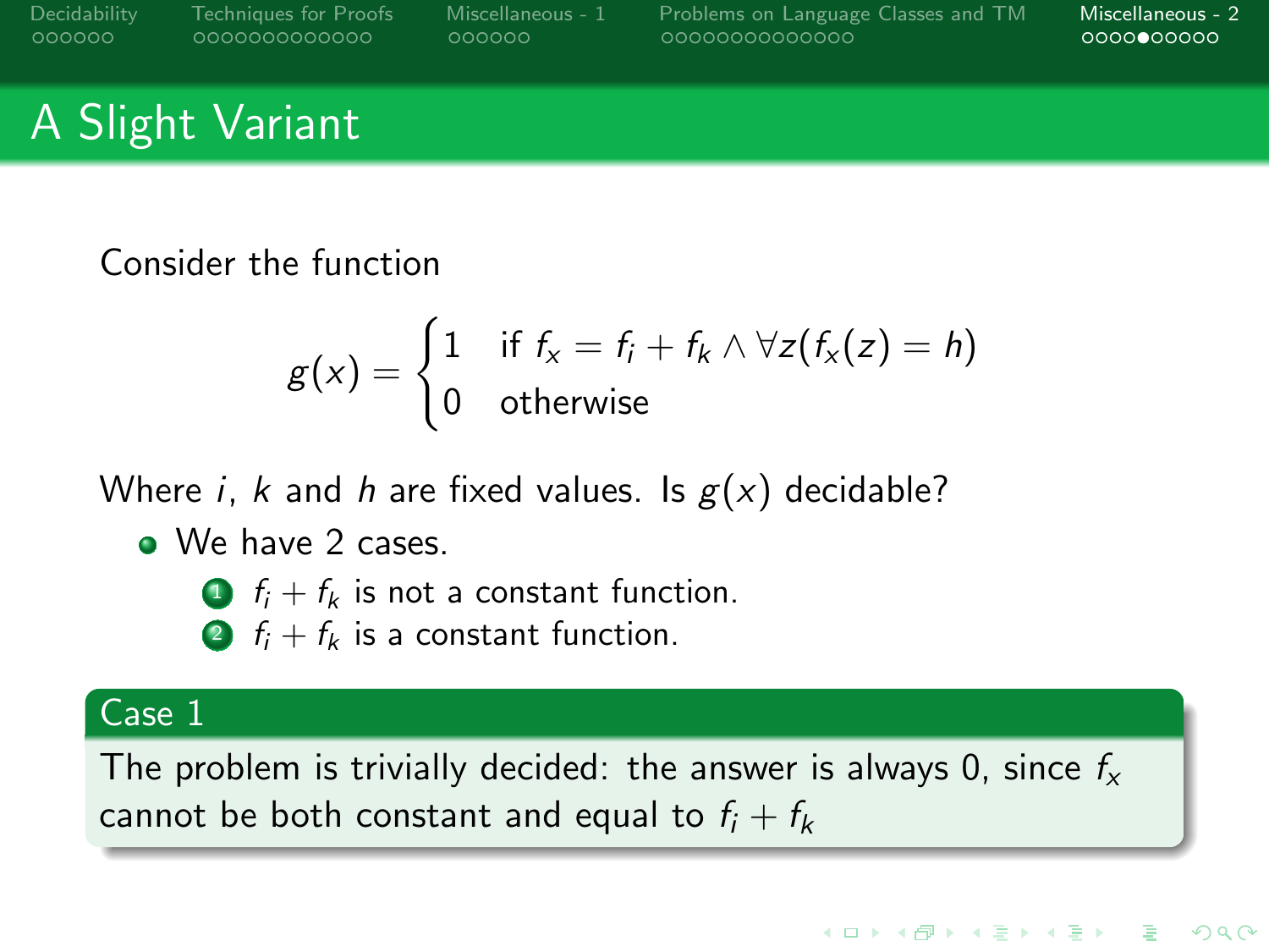# A Slight Variant

Consider the function

$$g(x) = \begin{cases} 1 & \text{if } f_x = f_i + f_k \wedge \forall z (f_x(z) = h) \\ 0 & \text{otherwise} \end{cases}$$

Where $i$, $k$ and $h$ are fixed values. Is $g(x)$ decidable?

- We have 2 cases.
  1. $f_i + f_k$ is not a constant function.
  2. $f_i + f_k$ is a constant function.

**Case 1**

The problem is trivially decided: the answer is always 0, since $f_x$ cannot be both constant and equal to $f_i + f_k$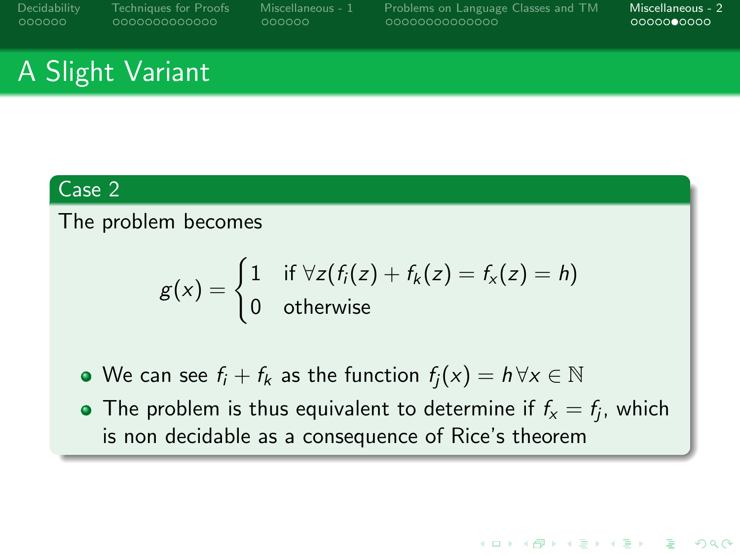# A Slight Variant

## Case 2

The problem becomes

$$g(x) = \begin{cases} 1 & \text{if } \forall z(f_i(z) + f_k(z) = f_x(z) = h) \\ 0 & \text{otherwise} \end{cases}$$

- We can see $f_i + f_k$ as the function $f_j(x) = h \, \forall x \in \mathbb{N}$
- The problem is thus equivalent to determine if $f_x = f_j$, which is non decidable as a consequence of Rice's theorem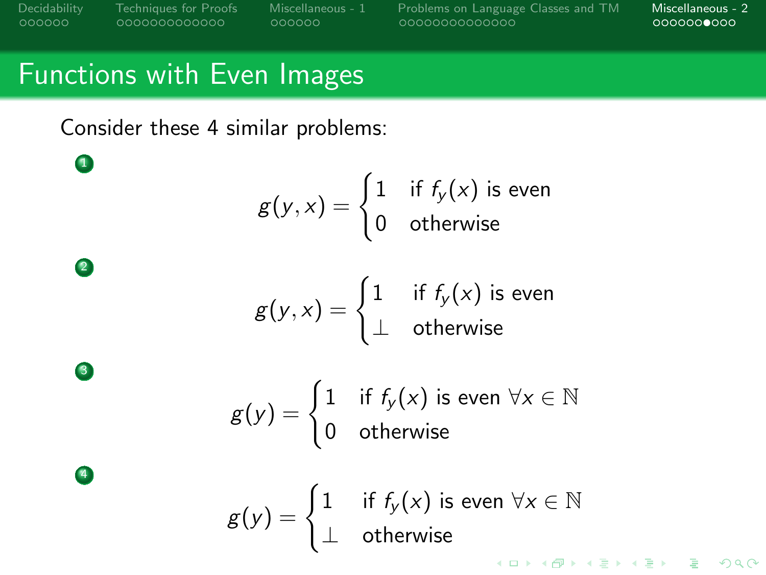# Functions with Even Images

Consider these 4 similar problems:

1. $$g(y, x) = \begin{cases} 1 & \text{if } f_y(x) \text{ is even} \\ 0 & \text{otherwise} \end{cases}$$

2. $$g(y, x) = \begin{cases} 1 & \text{if } f_y(x) \text{ is even} \\ \perp & \text{otherwise} \end{cases}$$

3. $$g(y) = \begin{cases} 1 & \text{if } f_y(x) \text{ is even } \forall x \in \mathbb{N} \\ 0 & \text{otherwise} \end{cases}$$

4. $$g(y) = \begin{cases} 1 & \text{if } f_y(x) \text{ is even } \forall x \in \mathbb{N} \\ \perp & \text{otherwise} \end{cases}$$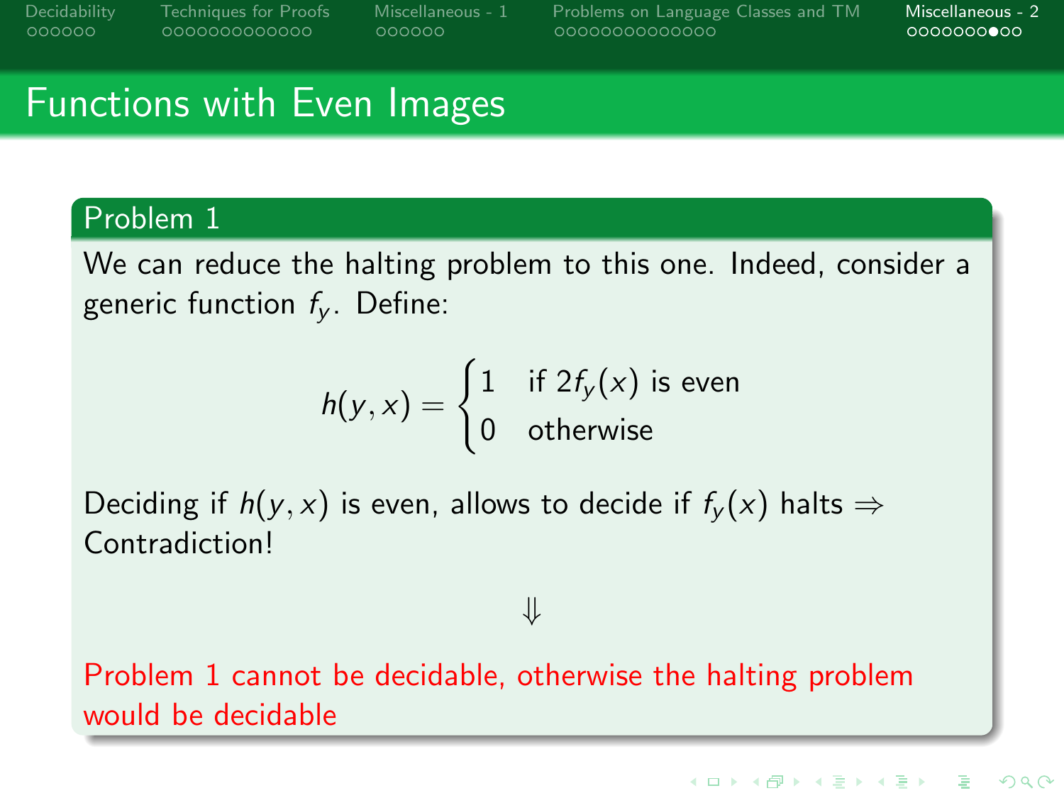# Functions with Even Images

## Problem 1

We can reduce the halting problem to this one. Indeed, consider a generic function $f_y$. Define:

$$h(y, x) = \begin{cases} 1 & \text{if } 2f_y(x) \text{ is even} \\ 0 & \text{otherwise} \end{cases}$$

Deciding if $h(y, x)$ is even, allows to decide if $f_y(x)$ halts $\Rightarrow$ Contradiction!

$$\Downarrow$$

Problem 1 cannot be decidable, otherwise the halting problem would be decidable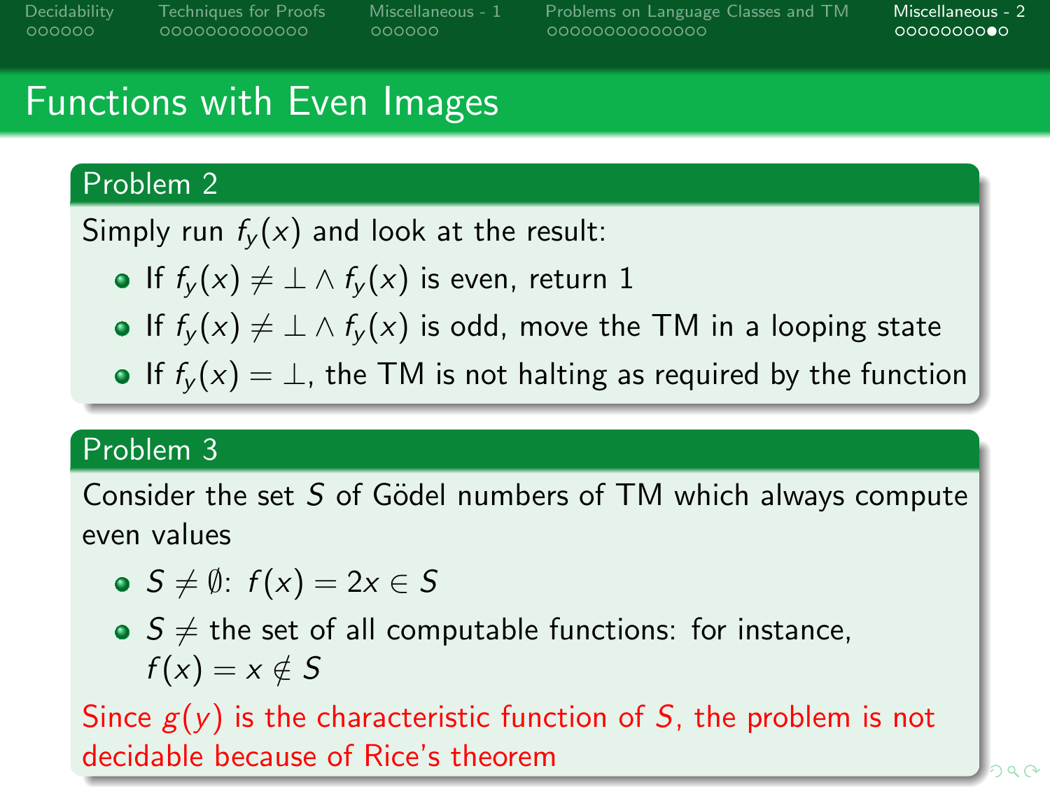# Functions with Even Images

## Problem 2

Simply run $f_y(x)$ and look at the result:

- If $f_y(x) \neq \perp \wedge f_y(x)$ is even, return 1
- If $f_y(x) \neq \perp \wedge f_y(x)$ is odd, move the TM in a looping state
- If $f_y(x) = \perp$, the TM is not halting as required by the function

## Problem 3

Consider the set $S$ of Gödel numbers of TM which always compute even values

- $S \neq \emptyset$: $f(x) = 2x \in S$
- $S \neq$ the set of all computable functions: for instance, $f(x) = x \notin S$

Since $g(y)$ is the characteristic function of $S$, the problem is not decidable because of Rice's theorem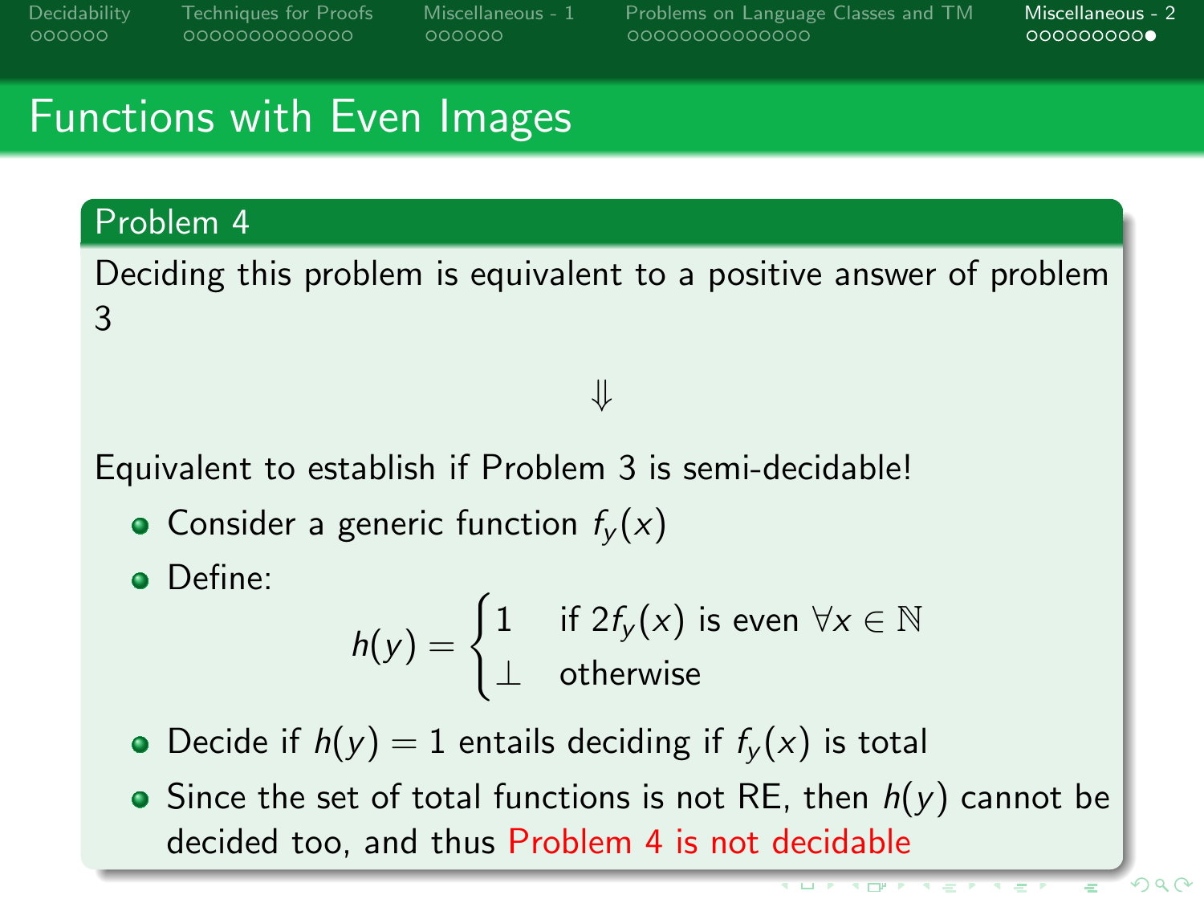## Functions with Even Images

### Problem 4

Deciding this problem is equivalent to a positive answer of problem 3

$$\Downarrow$$

Equivalent to establish if Problem 3 is semi-decidable!

- Consider a generic function $f_y(x)$
- Define:

$$h(y) = \begin{cases} 1 & \text{if } 2f_y(x) \text{ is even } \forall x \in \mathbb{N} \\ \bot & \text{otherwise} \end{cases}$$

- Decide if $h(y) = 1$ entails deciding if $f_y(x)$ is total
- Since the set of total functions is not RE, then $h(y)$ cannot be decided too, and thus Problem 4 is not decidable